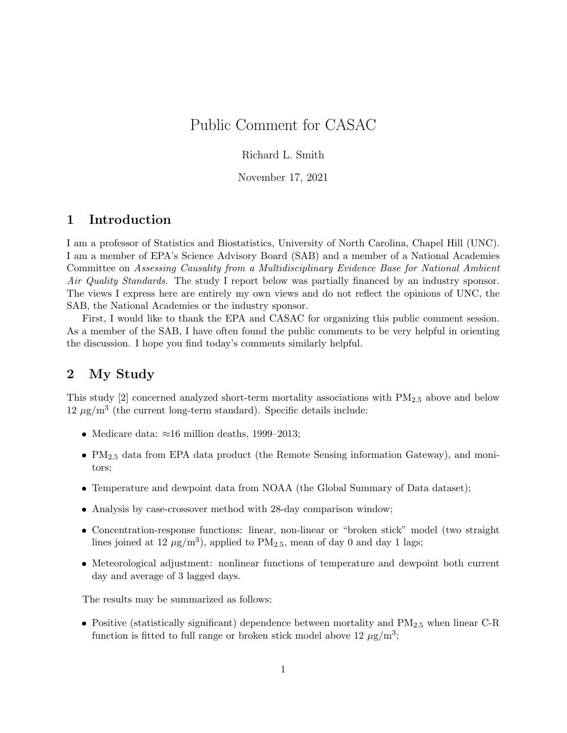# Public Comment for CASAC

Richard L. Smith

November 17, 2021

## 1 Introduction

I am a professor of Statistics and Biostatistics, University of North Carolina, Chapel Hill (UNC). I am a member of EPA's Science Advisory Board (SAB) and a member of a National Academies Committee on *Assessing Causality from a Multidisciplinary Evidence Base for National Ambient Air Quality Standards*. The study I report below was partially financed by an industry sponsor. The views I express here are entirely my own views and do not reflect the opinions of UNC, the SAB, the National Academies or the industry sponsor.

First, I would like to thank the EPA and CASAC for organizing this public comment session. As a member of the SAB, I have often found the public comments to be very helpful in orienting the discussion. I hope you find today's comments similarly helpful.

## 2 My Study

This study [2] concerned analyzed short-term mortality associations with $PM_{2.5}$ above and below 12 $\mu g/m^3$ (the current long-term standard). Specific details include:

- Medicare data: ≈16 million deaths, 1999–2013;
- $PM_{2.5}$ data from EPA data product (the Remote Sensing information Gateway), and monitors;
- Temperature and dewpoint data from NOAA (the Global Summary of Data dataset);
- Analysis by case-crossover method with 28-day comparison window;
- Concentration-response functions: linear, non-linear or "broken stick" model (two straight lines joined at 12 $\mu g/m^3$), applied to $PM_{2.5}$, mean of day 0 and day 1 lags;
- Meteorological adjustment: nonlinear functions of temperature and dewpoint both current day and average of 3 lagged days.

The results may be summarized as follows:

- Positive (statistically significant) dependence between mortality and $PM_{2.5}$ when linear C-R function is fitted to full range or broken stick model above 12 $\mu g/m^3$;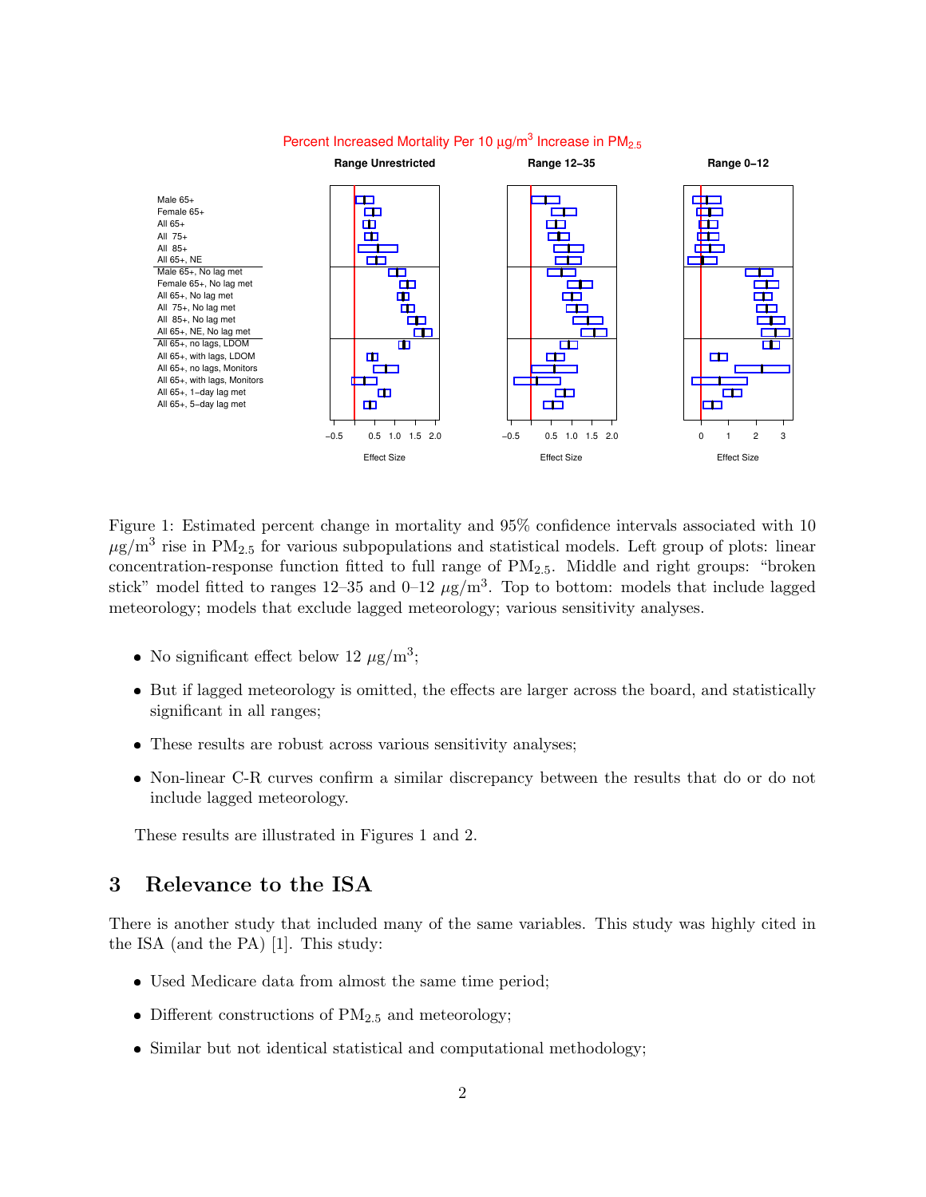Figure 1: Estimated percent change in mortality and 95% confidence intervals associated with 10 $\mu$g/m$^3$ rise in $PM_{2.5}$ for various subpopulations and statistical models. Left group of plots: linear concentration-response function fitted to full range of $PM_{2.5}$. Middle and right groups: "broken stick" model fitted to ranges 12–35 and 0–12 $\mu$g/m$^3$. Top to bottom: models that include lagged meteorology; models that exclude lagged meteorology; various sensitivity analyses.

- No significant effect below 12 $\mu$g/m$^3$;
- But if lagged meteorology is omitted, the effects are larger across the board, and statistically significant in all ranges;
- These results are robust across various sensitivity analyses;
- Non-linear C-R curves confirm a similar discrepancy between the results that do or do not include lagged meteorology.

These results are illustrated in Figures 1 and 2.

## 3 Relevance to the ISA

There is another study that included many of the same variables. This study was highly cited in the ISA (and the PA) [1]. This study:

- Used Medicare data from almost the same time period;
- Different constructions of $PM_{2.5}$ and meteorology;
- Similar but not identical statistical and computational methodology;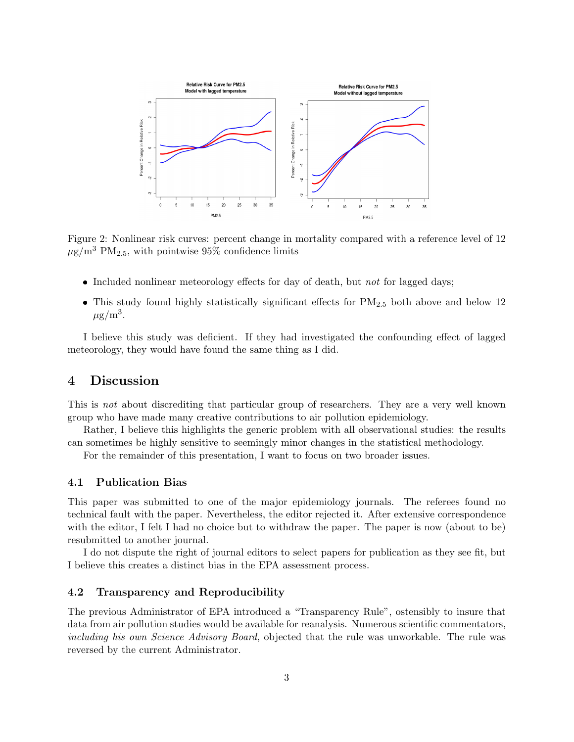Figure 2: Nonlinear risk curves: percent change in mortality compared with a reference level of 12 $\mu$g/m$^3$ PM$_{2.5}$, with pointwise 95% confidence limits

- Included nonlinear meteorology effects for day of death, but *not* for lagged days;
- This study found highly statistically significant effects for PM$_{2.5}$ both above and below 12 $\mu$g/m$^3$.

I believe this study was deficient. If they had investigated the confounding effect of lagged meteorology, they would have found the same thing as I did.

## 4 Discussion

This is *not* about discrediting that particular group of researchers. They are a very well known group who have made many creative contributions to air pollution epidemiology.

Rather, I believe this highlights the generic problem with all observational studies: the results can sometimes be highly sensitive to seemingly minor changes in the statistical methodology.

For the remainder of this presentation, I want to focus on two broader issues.

### 4.1 Publication Bias

This paper was submitted to one of the major epidemiology journals. The referees found no technical fault with the paper. Nevertheless, the editor rejected it. After extensive correspondence with the editor, I felt I had no choice but to withdraw the paper. The paper is now (about to be) resubmitted to another journal.

I do not dispute the right of journal editors to select papers for publication as they see fit, but I believe this creates a distinct bias in the EPA assessment process.

### 4.2 Transparency and Reproducibility

The previous Administrator of EPA introduced a "Transparency Rule", ostensibly to insure that data from air pollution studies would be available for reanalysis. Numerous scientific commentators, *including his own Science Advisory Board*, objected that the rule was unworkable. The rule was reversed by the current Administrator.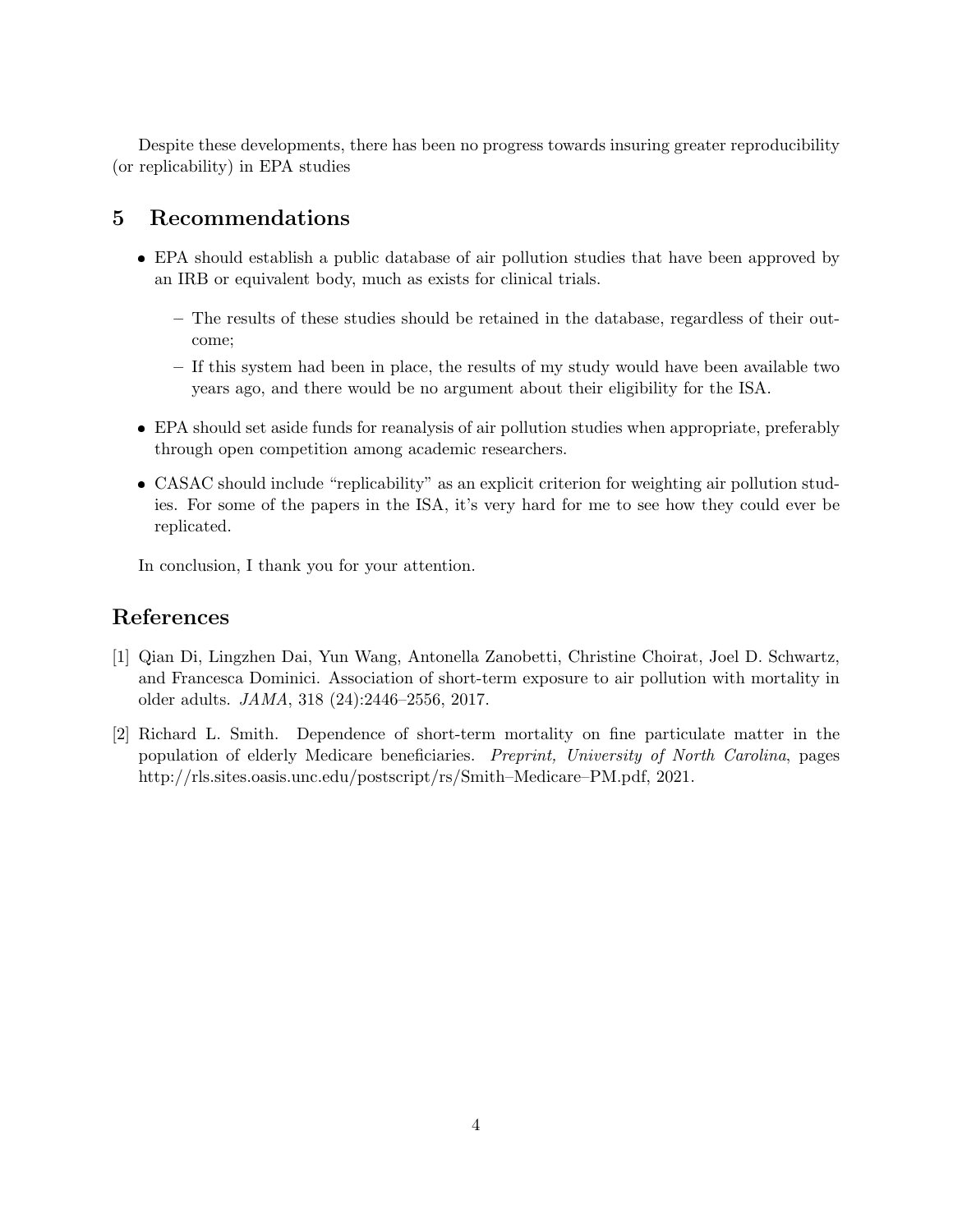Despite these developments, there has been no progress towards insuring greater reproducibility (or replicability) in EPA studies

## 5 Recommendations

- EPA should establish a public database of air pollution studies that have been approved by an IRB or equivalent body, much as exists for clinical trials.
  - The results of these studies should be retained in the database, regardless of their outcome;
  - If this system had been in place, the results of my study would have been available two years ago, and there would be no argument about their eligibility for the ISA.
- EPA should set aside funds for reanalysis of air pollution studies when appropriate, preferably through open competition among academic researchers.
- CASAC should include "replicability" as an explicit criterion for weighting air pollution studies. For some of the papers in the ISA, it's very hard for me to see how they could ever be replicated.

In conclusion, I thank you for your attention.

## References

[1] Qian Di, Lingzhen Dai, Yun Wang, Antonella Zanobetti, Christine Choirat, Joel D. Schwartz, and Francesca Dominici. Association of short-term exposure to air pollution with mortality in older adults. *JAMA*, 318 (24):2446–2556, 2017.

[2] Richard L. Smith. Dependence of short-term mortality on fine particulate matter in the population of elderly Medicare beneficiaries. *Preprint, University of North Carolina*, pages http://rls.sites.oasis.unc.edu/postscript/rs/Smith–Medicare–PM.pdf, 2021.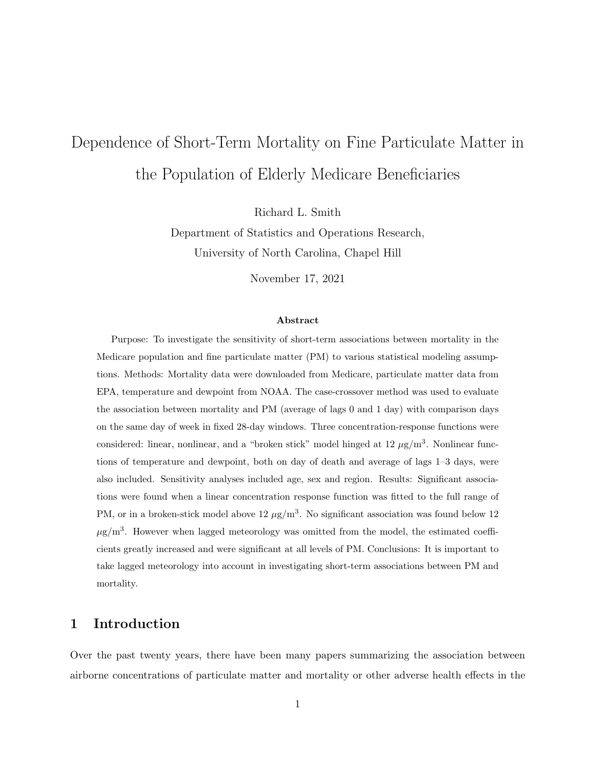# Dependence of Short-Term Mortality on Fine Particulate Matter in the Population of Elderly Medicare Beneficiaries

Richard L. Smith

Department of Statistics and Operations Research,

University of North Carolina, Chapel Hill

November 17, 2021

**Abstract**

Purpose: To investigate the sensitivity of short-term associations between mortality in the Medicare population and fine particulate matter (PM) to various statistical modeling assumptions. Methods: Mortality data were downloaded from Medicare, particulate matter data from EPA, temperature and dewpoint from NOAA. The case-crossover method was used to evaluate the association between mortality and PM (average of lags 0 and 1 day) with comparison days on the same day of week in fixed 28-day windows. Three concentration-response functions were considered: linear, nonlinear, and a "broken stick" model hinged at 12 $\mu$g/m$^3$. Nonlinear functions of temperature and dewpoint, both on day of death and average of lags 1–3 days, were also included. Sensitivity analyses included age, sex and region. Results: Significant associations were found when a linear concentration response function was fitted to the full range of PM, or in a broken-stick model above 12 $\mu$g/m$^3$. No significant association was found below 12 $\mu$g/m$^3$. However when lagged meteorology was omitted from the model, the estimated coefficients greatly increased and were significant at all levels of PM. Conclusions: It is important to take lagged meteorology into account in investigating short-term associations between PM and mortality.

## 1 Introduction

Over the past twenty years, there have been many papers summarizing the association between airborne concentrations of particulate matter and mortality or other adverse health effects in the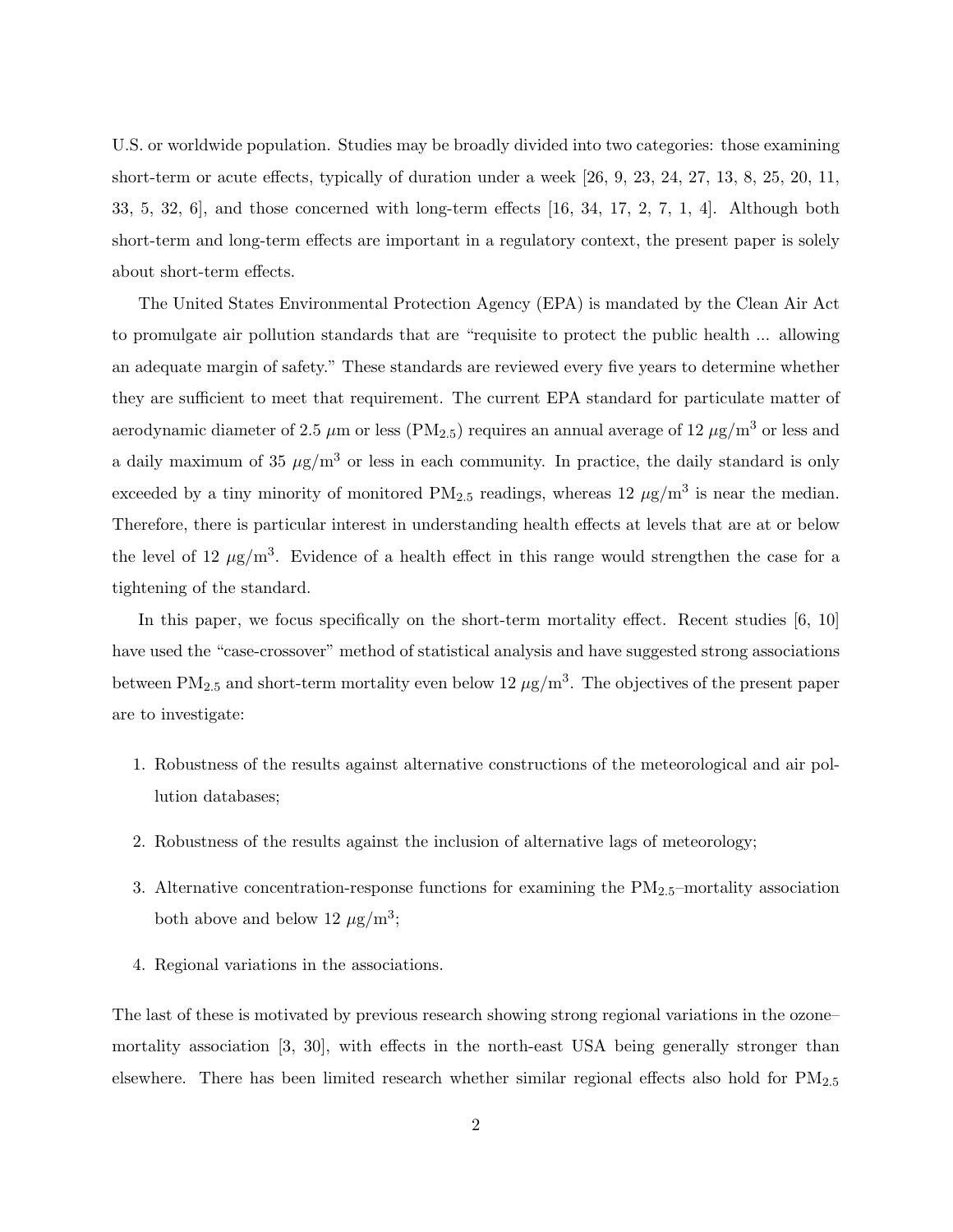U.S. or worldwide population. Studies may be broadly divided into two categories: those examining short-term or acute effects, typically of duration under a week [26, 9, 23, 24, 27, 13, 8, 25, 20, 11, 33, 5, 32, 6], and those concerned with long-term effects [16, 34, 17, 2, 7, 1, 4]. Although both short-term and long-term effects are important in a regulatory context, the present paper is solely about short-term effects.

The United States Environmental Protection Agency (EPA) is mandated by the Clean Air Act to promulgate air pollution standards that are "requisite to protect the public health ... allowing an adequate margin of safety." These standards are reviewed every five years to determine whether they are sufficient to meet that requirement. The current EPA standard for particulate matter of aerodynamic diameter of 2.5 $\mu$m or less ($PM_{2.5}$) requires an annual average of 12 $\mu g/m^3$ or less and a daily maximum of 35 $\mu g/m^3$ or less in each community. In practice, the daily standard is only exceeded by a tiny minority of monitored $PM_{2.5}$ readings, whereas 12 $\mu g/m^3$ is near the median. Therefore, there is particular interest in understanding health effects at levels that are at or below the level of 12 $\mu g/m^3$. Evidence of a health effect in this range would strengthen the case for a tightening of the standard.

In this paper, we focus specifically on the short-term mortality effect. Recent studies [6, 10] have used the "case-crossover" method of statistical analysis and have suggested strong associations between $PM_{2.5}$ and short-term mortality even below 12 $\mu g/m^3$. The objectives of the present paper are to investigate:

1. Robustness of the results against alternative constructions of the meteorological and air pollution databases;
2. Robustness of the results against the inclusion of alternative lags of meteorology;
3. Alternative concentration-response functions for examining the $PM_{2.5}$–mortality association both above and below 12 $\mu g/m^3$;
4. Regional variations in the associations.

The last of these is motivated by previous research showing strong regional variations in the ozone–mortality association [3, 30], with effects in the north-east USA being generally stronger than elsewhere. There has been limited research whether similar regional effects also hold for $PM_{2.5}$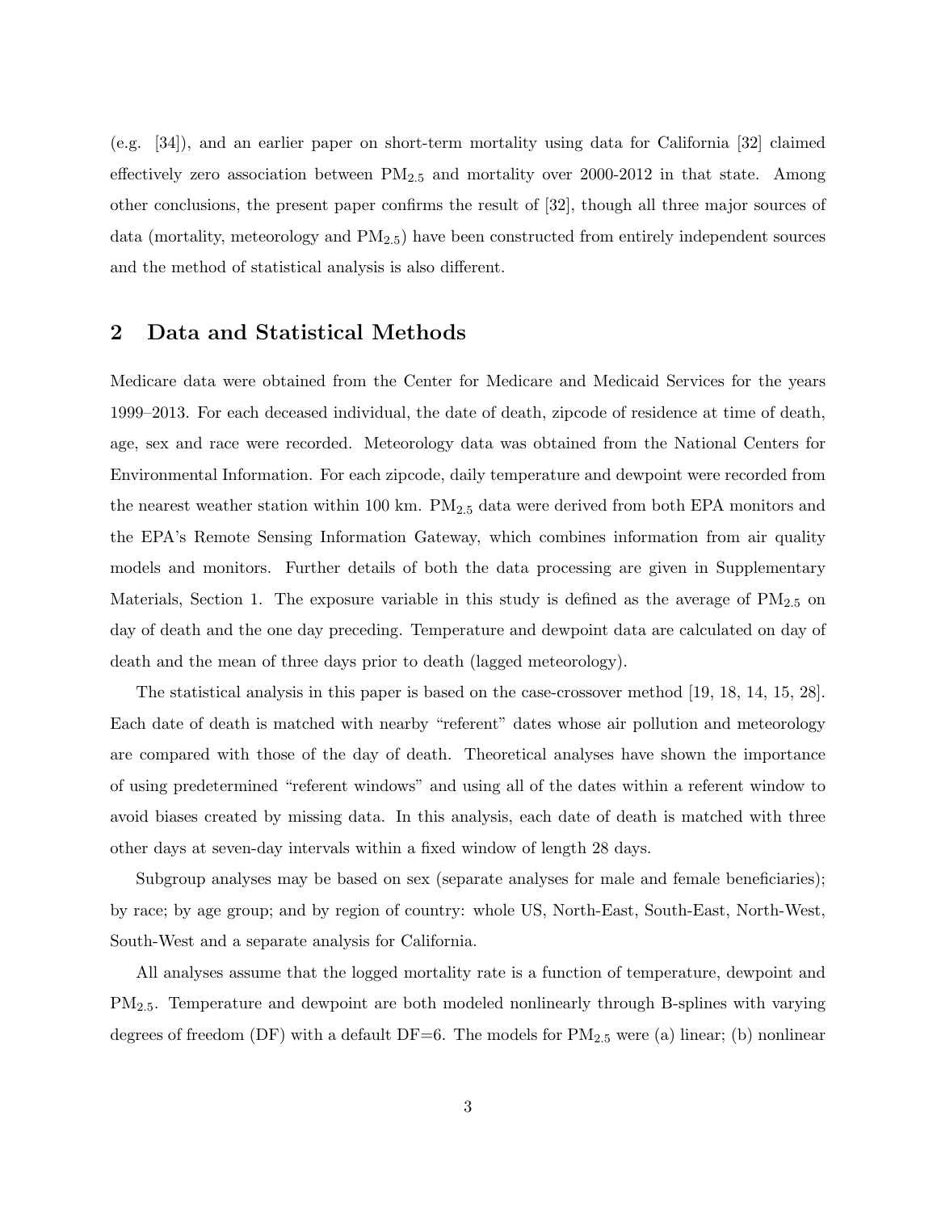(e.g. [34]), and an earlier paper on short-term mortality using data for California [32] claimed effectively zero association between $PM_{2.5}$ and mortality over 2000-2012 in that state. Among other conclusions, the present paper confirms the result of [32], though all three major sources of data (mortality, meteorology and $PM_{2.5}$) have been constructed from entirely independent sources and the method of statistical analysis is also different.

## 2 Data and Statistical Methods

Medicare data were obtained from the Center for Medicare and Medicaid Services for the years 1999–2013. For each deceased individual, the date of death, zipcode of residence at time of death, age, sex and race were recorded. Meteorology data was obtained from the National Centers for Environmental Information. For each zipcode, daily temperature and dewpoint were recorded from the nearest weather station within 100 km. $PM_{2.5}$ data were derived from both EPA monitors and the EPA's Remote Sensing Information Gateway, which combines information from air quality models and monitors. Further details of both the data processing are given in Supplementary Materials, Section 1. The exposure variable in this study is defined as the average of $PM_{2.5}$ on day of death and the one day preceding. Temperature and dewpoint data are calculated on day of death and the mean of three days prior to death (lagged meteorology).

The statistical analysis in this paper is based on the case-crossover method [19, 18, 14, 15, 28]. Each date of death is matched with nearby "referent" dates whose air pollution and meteorology are compared with those of the day of death. Theoretical analyses have shown the importance of using predetermined "referent windows" and using all of the dates within a referent window to avoid biases created by missing data. In this analysis, each date of death is matched with three other days at seven-day intervals within a fixed window of length 28 days.

Subgroup analyses may be based on sex (separate analyses for male and female beneficiaries); by race; by age group; and by region of country: whole US, North-East, South-East, North-West, South-West and a separate analysis for California.

All analyses assume that the logged mortality rate is a function of temperature, dewpoint and $PM_{2.5}$. Temperature and dewpoint are both modeled nonlinearly through B-splines with varying degrees of freedom (DF) with a default DF=6. The models for $PM_{2.5}$ were (a) linear; (b) nonlinear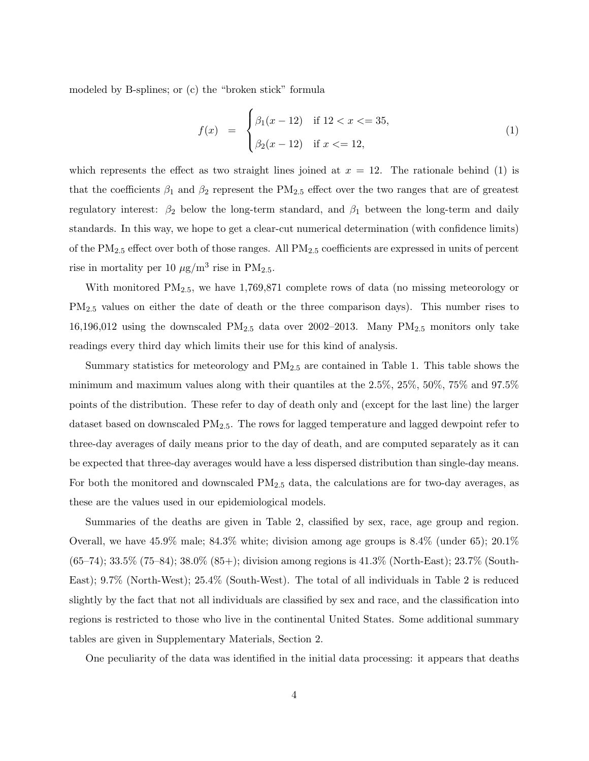modeled by B-splines; or (c) the "broken stick" formula

$$f(x) = \begin{cases} \beta_1(x-12) & \text{if } 12 < x <= 35, \\ \beta_2(x-12) & \text{if } x <= 12, \end{cases} \tag{1}$$

which represents the effect as two straight lines joined at $x = 12$. The rationale behind (1) is that the coefficients $\beta_1$ and $\beta_2$ represent the $PM_{2.5}$ effect over the two ranges that are of greatest regulatory interest: $\beta_2$ below the long-term standard, and $\beta_1$ between the long-term and daily standards. In this way, we hope to get a clear-cut numerical determination (with confidence limits) of the $PM_{2.5}$ effect over both of those ranges. All $PM_{2.5}$ coefficients are expressed in units of percent rise in mortality per 10 $\mu$g/m$^3$ rise in $PM_{2.5}$.

With monitored $PM_{2.5}$, we have 1,769,871 complete rows of data (no missing meteorology or $PM_{2.5}$ values on either the date of death or the three comparison days). This number rises to 16,196,012 using the downscaled $PM_{2.5}$ data over 2002–2013. Many $PM_{2.5}$ monitors only take readings every third day which limits their use for this kind of analysis.

Summary statistics for meteorology and $PM_{2.5}$ are contained in Table 1. This table shows the minimum and maximum values along with their quantiles at the 2.5%, 25%, 50%, 75% and 97.5% points of the distribution. These refer to day of death only and (except for the last line) the larger dataset based on downscaled $PM_{2.5}$. The rows for lagged temperature and lagged dewpoint refer to three-day averages of daily means prior to the day of death, and are computed separately as it can be expected that three-day averages would have a less dispersed distribution than single-day means. For both the monitored and downscaled $PM_{2.5}$ data, the calculations are for two-day averages, as these are the values used in our epidemiological models.

Summaries of the deaths are given in Table 2, classified by sex, race, age group and region. Overall, we have 45.9% male; 84.3% white; division among age groups is 8.4% (under 65); 20.1% (65–74); 33.5% (75–84); 38.0% (85+); division among regions is 41.3% (North-East); 23.7% (South-East); 9.7% (North-West); 25.4% (South-West). The total of all individuals in Table 2 is reduced slightly by the fact that not all individuals are classified by sex and race, and the classification into regions is restricted to those who live in the continental United States. Some additional summary tables are given in Supplementary Materials, Section 2.

One peculiarity of the data was identified in the initial data processing: it appears that deaths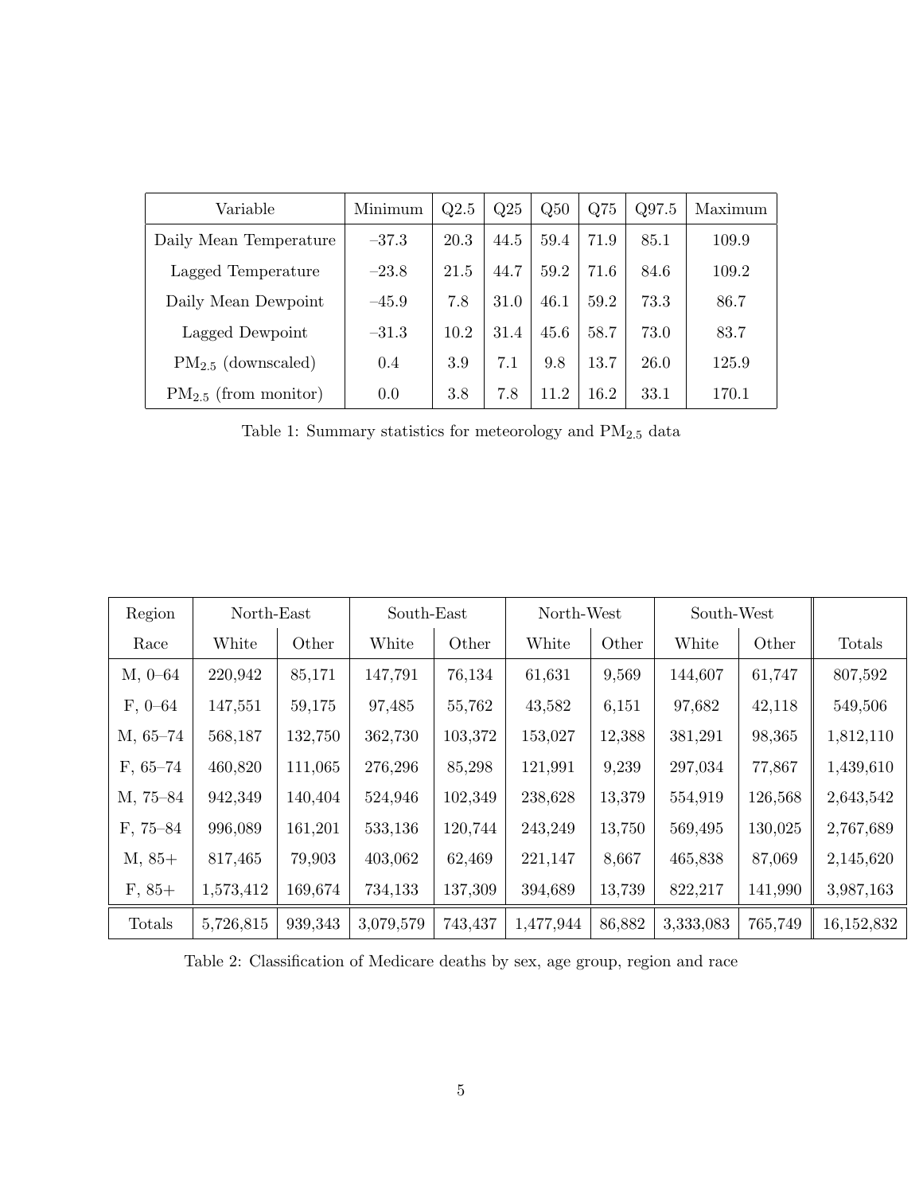| Variable | Minimum | Q2.5 | Q25 | Q50 | Q75 | Q97.5 | Maximum |
|---|---|---|---|---|---|---|---|
| Daily Mean Temperature | –37.3 | 20.3 | 44.5 | 59.4 | 71.9 | 85.1 | 109.9 |
| Lagged Temperature | –23.8 | 21.5 | 44.7 | 59.2 | 71.6 | 84.6 | 109.2 |
| Daily Mean Dewpoint | –45.9 | 7.8 | 31.0 | 46.1 | 59.2 | 73.3 | 86.7 |
| Lagged Dewpoint | –31.3 | 10.2 | 31.4 | 45.6 | 58.7 | 73.0 | 83.7 |
| $PM_{2.5}$ (downscaled) | 0.4 | 3.9 | 7.1 | 9.8 | 13.7 | 26.0 | 125.9 |
| $PM_{2.5}$ (from monitor) | 0.0 | 3.8 | 7.8 | 11.2 | 16.2 | 33.1 | 170.1 |

Table 1: Summary statistics for meteorology and $PM_{2.5}$ data

| Region | North-East | | South-East | | North-West | | South-West | | |
|---|---|---|---|---|---|---|---|---|---|
| Race | White | Other | White | Other | White | Other | White | Other | Totals |
| M, 0–64 | 220,942 | 85,171 | 147,791 | 76,134 | 61,631 | 9,569 | 144,607 | 61,747 | 807,592 |
| F, 0–64 | 147,551 | 59,175 | 97,485 | 55,762 | 43,582 | 6,151 | 97,682 | 42,118 | 549,506 |
| M, 65–74 | 568,187 | 132,750 | 362,730 | 103,372 | 153,027 | 12,388 | 381,291 | 98,365 | 1,812,110 |
| F, 65–74 | 460,820 | 111,065 | 276,296 | 85,298 | 121,991 | 9,239 | 297,034 | 77,867 | 1,439,610 |
| M, 75–84 | 942,349 | 140,404 | 524,946 | 102,349 | 238,628 | 13,379 | 554,919 | 126,568 | 2,643,542 |
| F, 75–84 | 996,089 | 161,201 | 533,136 | 120,744 | 243,249 | 13,750 | 569,495 | 130,025 | 2,767,689 |
| M, 85+ | 817,465 | 79,903 | 403,062 | 62,469 | 221,147 | 8,667 | 465,838 | 87,069 | 2,145,620 |
| F, 85+ | 1,573,412 | 169,674 | 734,133 | 137,309 | 394,689 | 13,739 | 822,217 | 141,990 | 3,987,163 |
| Totals | 5,726,815 | 939,343 | 3,079,579 | 743,437 | 1,477,944 | 86,882 | 3,333,083 | 765,749 | 16,152,832 |

Table 2: Classification of Medicare deaths by sex, age group, region and race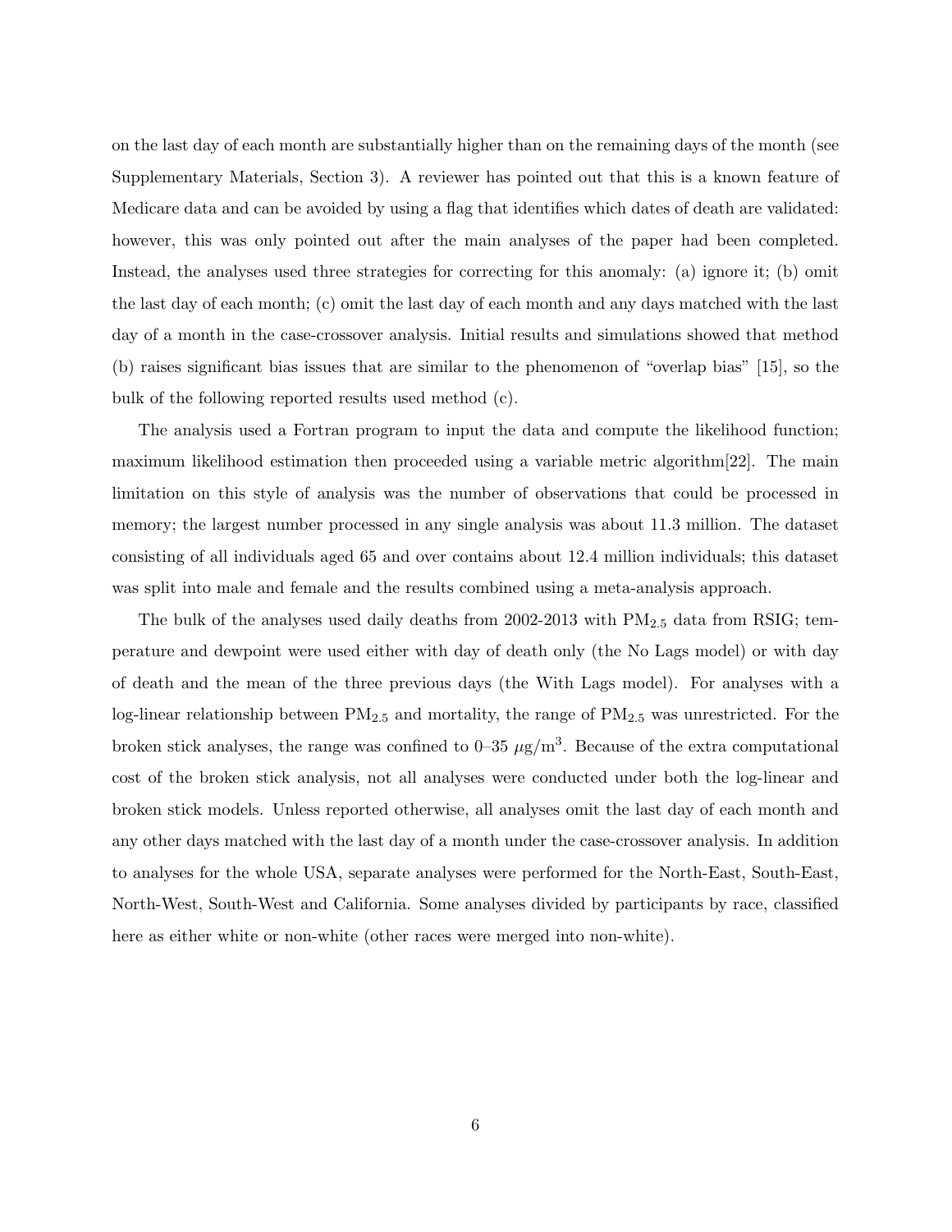on the last day of each month are substantially higher than on the remaining days of the month (see Supplementary Materials, Section 3). A reviewer has pointed out that this is a known feature of Medicare data and can be avoided by using a flag that identifies which dates of death are validated: however, this was only pointed out after the main analyses of the paper had been completed. Instead, the analyses used three strategies for correcting for this anomaly: (a) ignore it; (b) omit the last day of each month; (c) omit the last day of each month and any days matched with the last day of a month in the case-crossover analysis. Initial results and simulations showed that method (b) raises significant bias issues that are similar to the phenomenon of "overlap bias" [15], so the bulk of the following reported results used method (c).

The analysis used a Fortran program to input the data and compute the likelihood function; maximum likelihood estimation then proceeded using a variable metric algorithm[22]. The main limitation on this style of analysis was the number of observations that could be processed in memory; the largest number processed in any single analysis was about 11.3 million. The dataset consisting of all individuals aged 65 and over contains about 12.4 million individuals; this dataset was split into male and female and the results combined using a meta-analysis approach.

The bulk of the analyses used daily deaths from 2002-2013 with $PM_{2.5}$ data from RSIG; temperature and dewpoint were used either with day of death only (the No Lags model) or with day of death and the mean of the three previous days (the With Lags model). For analyses with a log-linear relationship between $PM_{2.5}$ and mortality, the range of $PM_{2.5}$ was unrestricted. For the broken stick analyses, the range was confined to 0–35 $\mu g/m^3$. Because of the extra computational cost of the broken stick analysis, not all analyses were conducted under both the log-linear and broken stick models. Unless reported otherwise, all analyses omit the last day of each month and any other days matched with the last day of a month under the case-crossover analysis. In addition to analyses for the whole USA, separate analyses were performed for the North-East, South-East, North-West, South-West and California. Some analyses divided by participants by race, classified here as either white or non-white (other races were merged into non-white).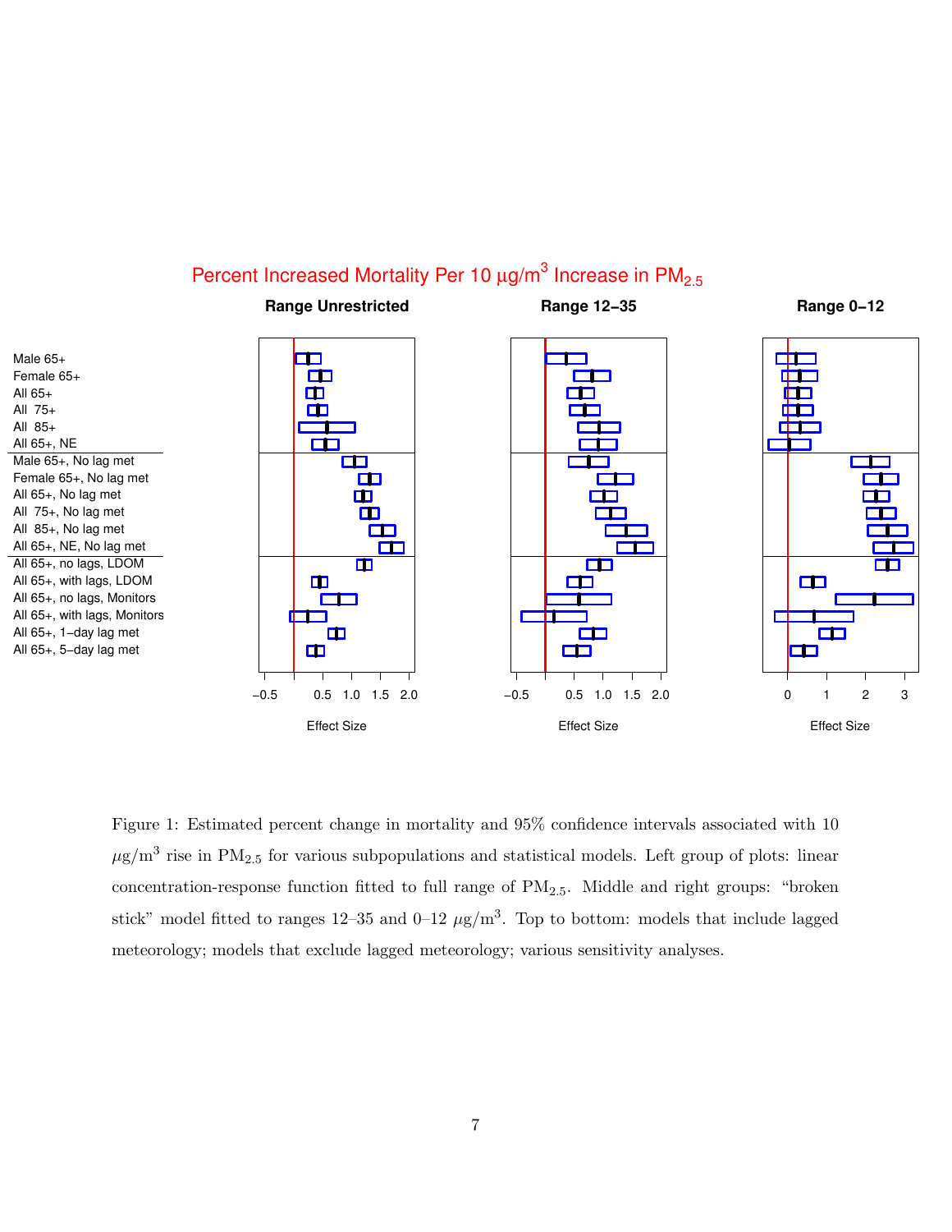Percent Increased Mortality Per 10 μg/m³ Increase in $PM_{2.5}$

**Range Unrestricted** | **Range 12–35** | **Range 0–12**

Male 65+
Female 65+
All 65+
All 75+
All 85+
All 65+, NE
Male 65+, No lag met
Female 65+, No lag met
All 65+, No lag met
All 75+, No lag met
All 85+, No lag met
All 65+, NE, No lag met
All 65+, no lags, LDOM
All 65+, with lags, LDOM
All 65+, no lags, Monitors
All 65+, with lags, Monitors
All 65+, 1–day lag met
All 65+, 5–day lag met

Effect Size

Figure 1: Estimated percent change in mortality and 95% confidence intervals associated with 10 $\mu g/m^3$ rise in $PM_{2.5}$ for various subpopulations and statistical models. Left group of plots: linear concentration-response function fitted to full range of $PM_{2.5}$. Middle and right groups: "broken stick" model fitted to ranges 12–35 and 0–12 $\mu g/m^3$. Top to bottom: models that include lagged meteorology; models that exclude lagged meteorology; various sensitivity analyses.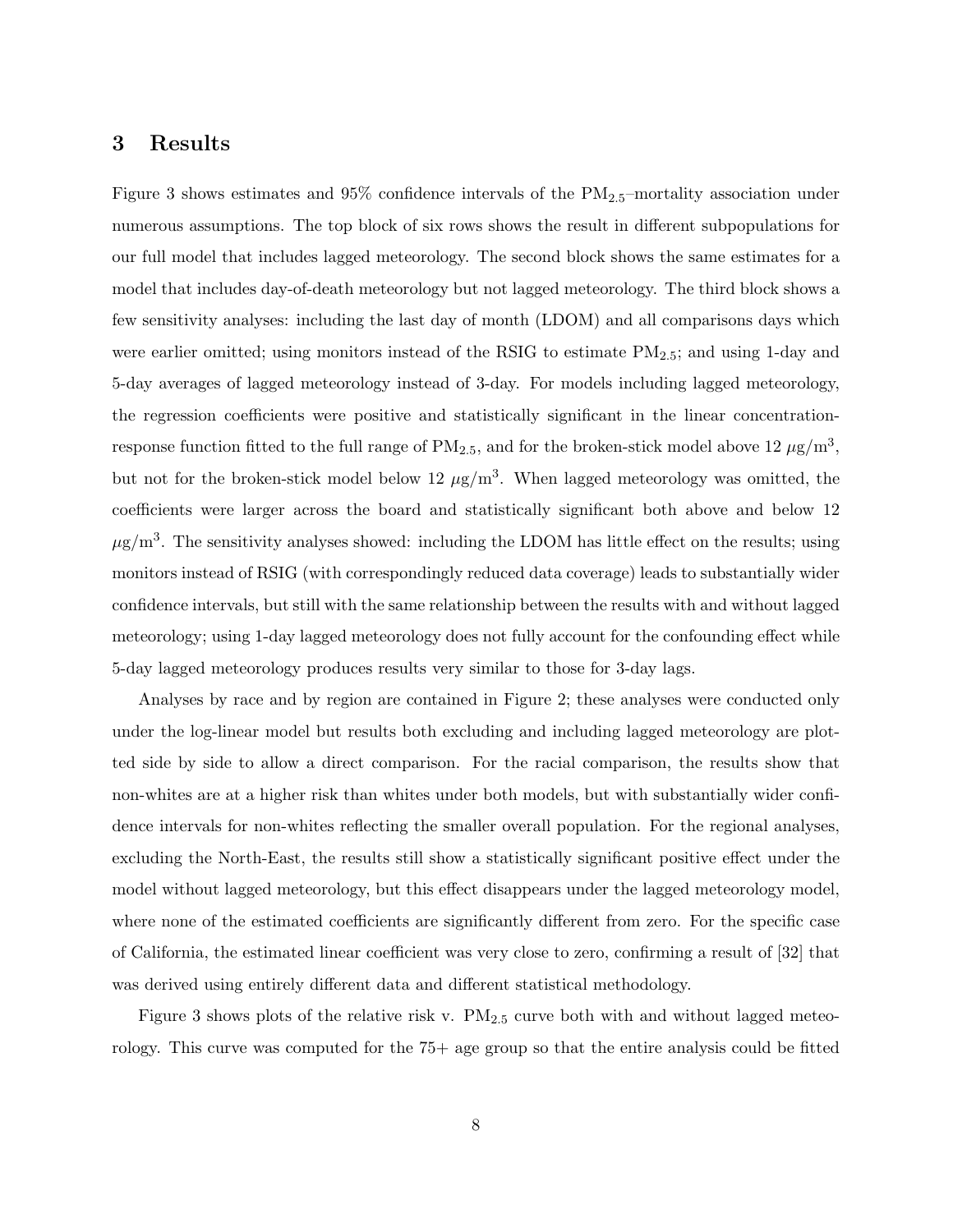## 3 Results

Figure 3 shows estimates and 95% confidence intervals of the $PM_{2.5}$–mortality association under numerous assumptions. The top block of six rows shows the result in different subpopulations for our full model that includes lagged meteorology. The second block shows the same estimates for a model that includes day-of-death meteorology but not lagged meteorology. The third block shows a few sensitivity analyses: including the last day of month (LDOM) and all comparisons days which were earlier omitted; using monitors instead of the RSIG to estimate $PM_{2.5}$; and using 1-day and 5-day averages of lagged meteorology instead of 3-day. For models including lagged meteorology, the regression coefficients were positive and statistically significant in the linear concentration-response function fitted to the full range of $PM_{2.5}$, and for the broken-stick model above 12 $\mu g/m^3$, but not for the broken-stick model below 12 $\mu g/m^3$. When lagged meteorology was omitted, the coefficients were larger across the board and statistically significant both above and below 12 $\mu g/m^3$. The sensitivity analyses showed: including the LDOM has little effect on the results; using monitors instead of RSIG (with correspondingly reduced data coverage) leads to substantially wider confidence intervals, but still with the same relationship between the results with and without lagged meteorology; using 1-day lagged meteorology does not fully account for the confounding effect while 5-day lagged meteorology produces results very similar to those for 3-day lags.

Analyses by race and by region are contained in Figure 2; these analyses were conducted only under the log-linear model but results both excluding and including lagged meteorology are plotted side by side to allow a direct comparison. For the racial comparison, the results show that non-whites are at a higher risk than whites under both models, but with substantially wider confidence intervals for non-whites reflecting the smaller overall population. For the regional analyses, excluding the North-East, the results still show a statistically significant positive effect under the model without lagged meteorology, but this effect disappears under the lagged meteorology model, where none of the estimated coefficients are significantly different from zero. For the specific case of California, the estimated linear coefficient was very close to zero, confirming a result of [32] that was derived using entirely different data and different statistical methodology.

Figure 3 shows plots of the relative risk v. $PM_{2.5}$ curve both with and without lagged meteorology. This curve was computed for the 75+ age group so that the entire analysis could be fitted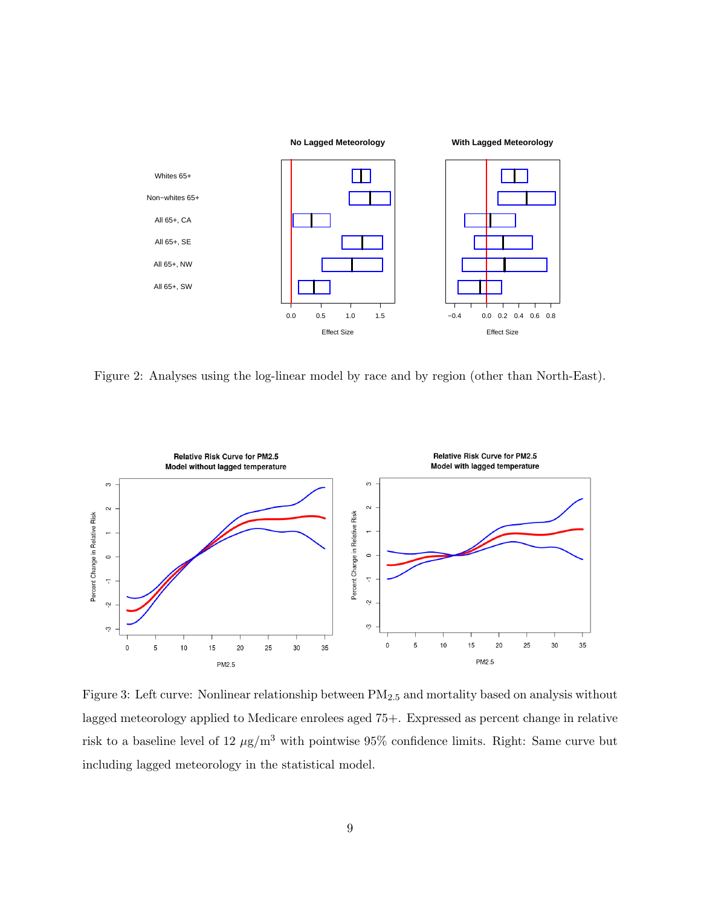Figure 2: Analyses using the log-linear model by race and by region (other than North-East).

Figure 3: Left curve: Nonlinear relationship between $PM_{2.5}$ and mortality based on analysis without lagged meteorology applied to Medicare enrolees aged 75+. Expressed as percent change in relative risk to a baseline level of 12 $\mu$g/m$^3$ with pointwise 95% confidence limits. Right: Same curve but including lagged meteorology in the statistical model.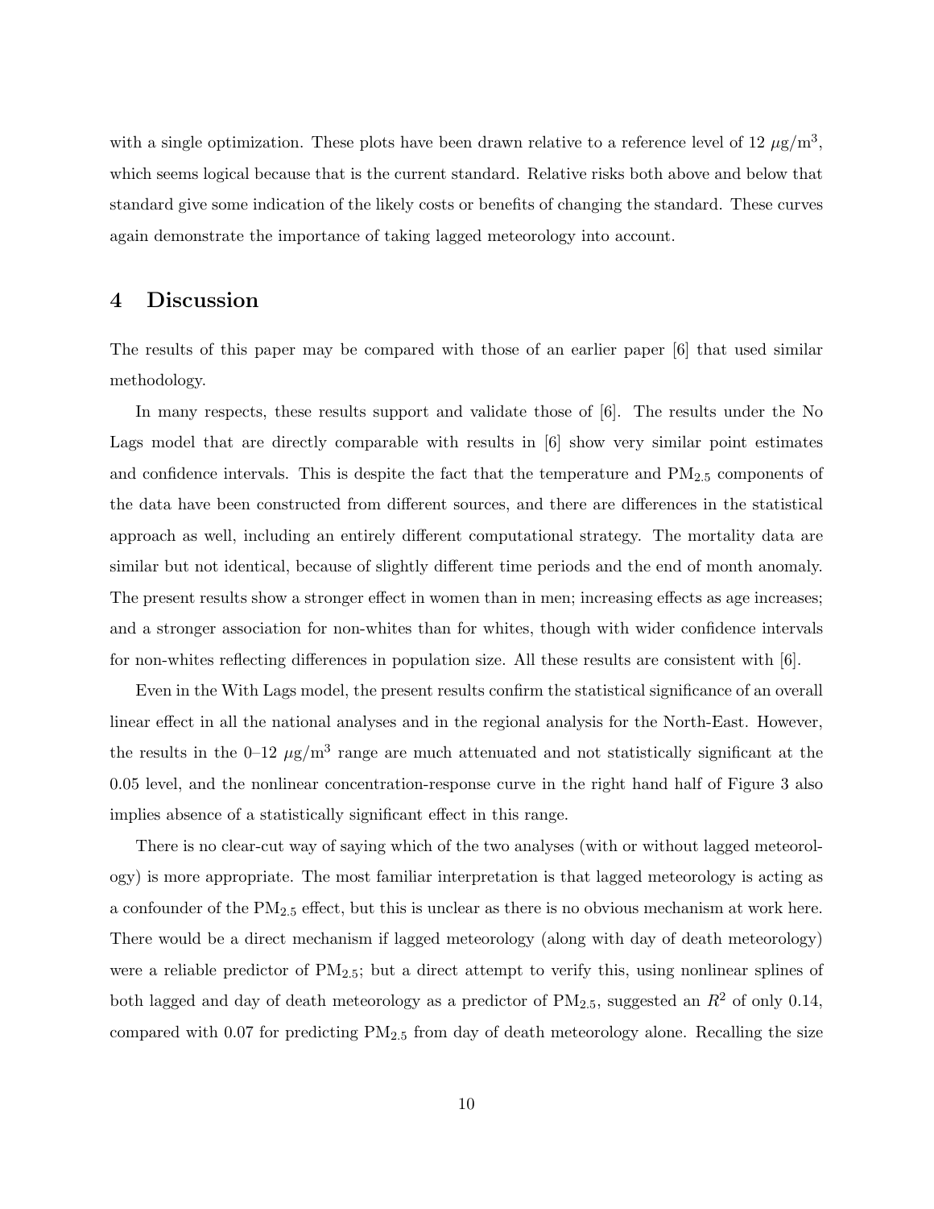with a single optimization. These plots have been drawn relative to a reference level of 12 $\mu$g/m$^3$, which seems logical because that is the current standard. Relative risks both above and below that standard give some indication of the likely costs or benefits of changing the standard. These curves again demonstrate the importance of taking lagged meteorology into account.

## 4 Discussion

The results of this paper may be compared with those of an earlier paper [6] that used similar methodology.

In many respects, these results support and validate those of [6]. The results under the No Lags model that are directly comparable with results in [6] show very similar point estimates and confidence intervals. This is despite the fact that the temperature and $PM_{2.5}$ components of the data have been constructed from different sources, and there are differences in the statistical approach as well, including an entirely different computational strategy. The mortality data are similar but not identical, because of slightly different time periods and the end of month anomaly. The present results show a stronger effect in women than in men; increasing effects as age increases; and a stronger association for non-whites than for whites, though with wider confidence intervals for non-whites reflecting differences in population size. All these results are consistent with [6].

Even in the With Lags model, the present results confirm the statistical significance of an overall linear effect in all the national analyses and in the regional analysis for the North-East. However, the results in the 0–12 $\mu$g/m$^3$ range are much attenuated and not statistically significant at the 0.05 level, and the nonlinear concentration-response curve in the right hand half of Figure 3 also implies absence of a statistically significant effect in this range.

There is no clear-cut way of saying which of the two analyses (with or without lagged meteorology) is more appropriate. The most familiar interpretation is that lagged meteorology is acting as a confounder of the $PM_{2.5}$ effect, but this is unclear as there is no obvious mechanism at work here. There would be a direct mechanism if lagged meteorology (along with day of death meteorology) were a reliable predictor of $PM_{2.5}$; but a direct attempt to verify this, using nonlinear splines of both lagged and day of death meteorology as a predictor of $PM_{2.5}$, suggested an $R^2$ of only 0.14, compared with 0.07 for predicting $PM_{2.5}$ from day of death meteorology alone. Recalling the size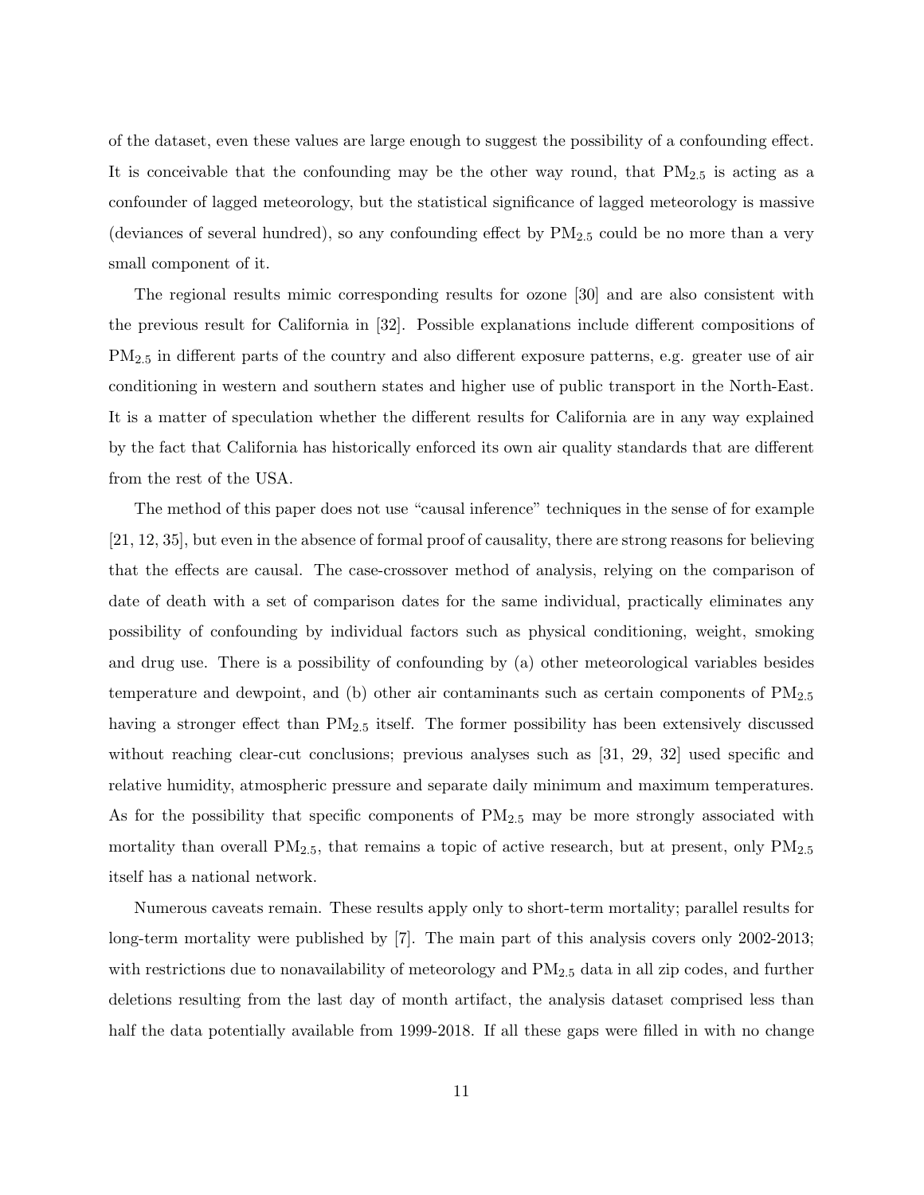of the dataset, even these values are large enough to suggest the possibility of a confounding effect. It is conceivable that the confounding may be the other way round, that $PM_{2.5}$ is acting as a confounder of lagged meteorology, but the statistical significance of lagged meteorology is massive (deviances of several hundred), so any confounding effect by $PM_{2.5}$ could be no more than a very small component of it.

The regional results mimic corresponding results for ozone [30] and are also consistent with the previous result for California in [32]. Possible explanations include different compositions of $PM_{2.5}$ in different parts of the country and also different exposure patterns, e.g. greater use of air conditioning in western and southern states and higher use of public transport in the North-East. It is a matter of speculation whether the different results for California are in any way explained by the fact that California has historically enforced its own air quality standards that are different from the rest of the USA.

The method of this paper does not use "causal inference" techniques in the sense of for example [21, 12, 35], but even in the absence of formal proof of causality, there are strong reasons for believing that the effects are causal. The case-crossover method of analysis, relying on the comparison of date of death with a set of comparison dates for the same individual, practically eliminates any possibility of confounding by individual factors such as physical conditioning, weight, smoking and drug use. There is a possibility of confounding by (a) other meteorological variables besides temperature and dewpoint, and (b) other air contaminants such as certain components of $PM_{2.5}$ having a stronger effect than $PM_{2.5}$ itself. The former possibility has been extensively discussed without reaching clear-cut conclusions; previous analyses such as [31, 29, 32] used specific and relative humidity, atmospheric pressure and separate daily minimum and maximum temperatures. As for the possibility that specific components of $PM_{2.5}$ may be more strongly associated with mortality than overall $PM_{2.5}$, that remains a topic of active research, but at present, only $PM_{2.5}$ itself has a national network.

Numerous caveats remain. These results apply only to short-term mortality; parallel results for long-term mortality were published by [7]. The main part of this analysis covers only 2002-2013; with restrictions due to nonavailability of meteorology and $PM_{2.5}$ data in all zip codes, and further deletions resulting from the last day of month artifact, the analysis dataset comprised less than half the data potentially available from 1999-2018. If all these gaps were filled in with no change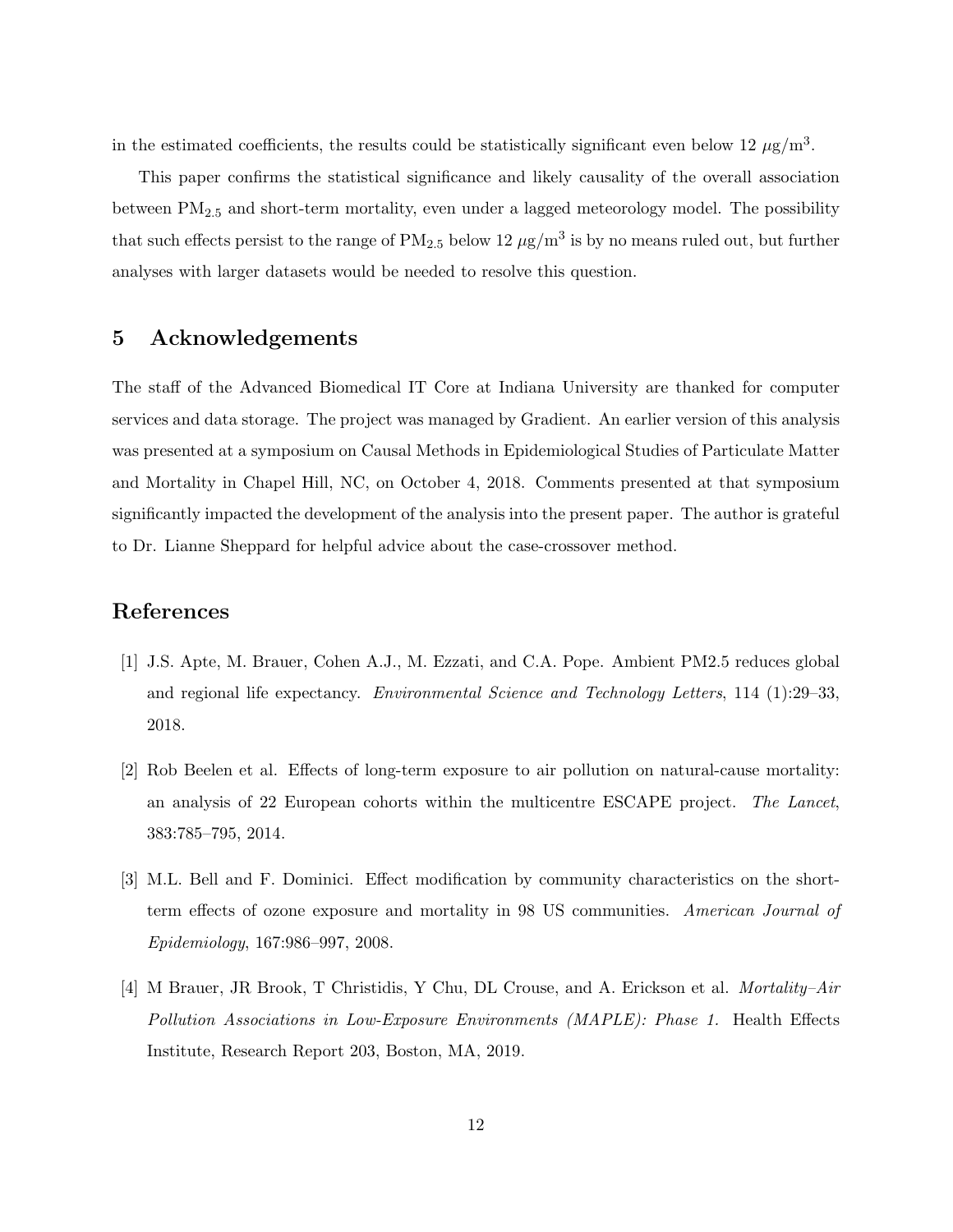in the estimated coefficients, the results could be statistically significant even below 12 $\mu$g/m$^3$.

This paper confirms the statistical significance and likely causality of the overall association between $PM_{2.5}$ and short-term mortality, even under a lagged meteorology model. The possibility that such effects persist to the range of $PM_{2.5}$ below 12 $\mu$g/m$^3$ is by no means ruled out, but further analyses with larger datasets would be needed to resolve this question.

## 5 Acknowledgements

The staff of the Advanced Biomedical IT Core at Indiana University are thanked for computer services and data storage. The project was managed by Gradient. An earlier version of this analysis was presented at a symposium on Causal Methods in Epidemiological Studies of Particulate Matter and Mortality in Chapel Hill, NC, on October 4, 2018. Comments presented at that symposium significantly impacted the development of the analysis into the present paper. The author is grateful to Dr. Lianne Sheppard for helpful advice about the case-crossover method.

## References

[1] J.S. Apte, M. Brauer, Cohen A.J., M. Ezzati, and C.A. Pope. Ambient PM2.5 reduces global and regional life expectancy. *Environmental Science and Technology Letters*, 114 (1):29–33, 2018.

[2] Rob Beelen et al. Effects of long-term exposure to air pollution on natural-cause mortality: an analysis of 22 European cohorts within the multicentre ESCAPE project. *The Lancet*, 383:785–795, 2014.

[3] M.L. Bell and F. Dominici. Effect modification by community characteristics on the short-term effects of ozone exposure and mortality in 98 US communities. *American Journal of Epidemiology*, 167:986–997, 2008.

[4] M Brauer, JR Brook, T Christidis, Y Chu, DL Crouse, and A. Erickson et al. *Mortality–Air Pollution Associations in Low-Exposure Environments (MAPLE): Phase 1.* Health Effects Institute, Research Report 203, Boston, MA, 2019.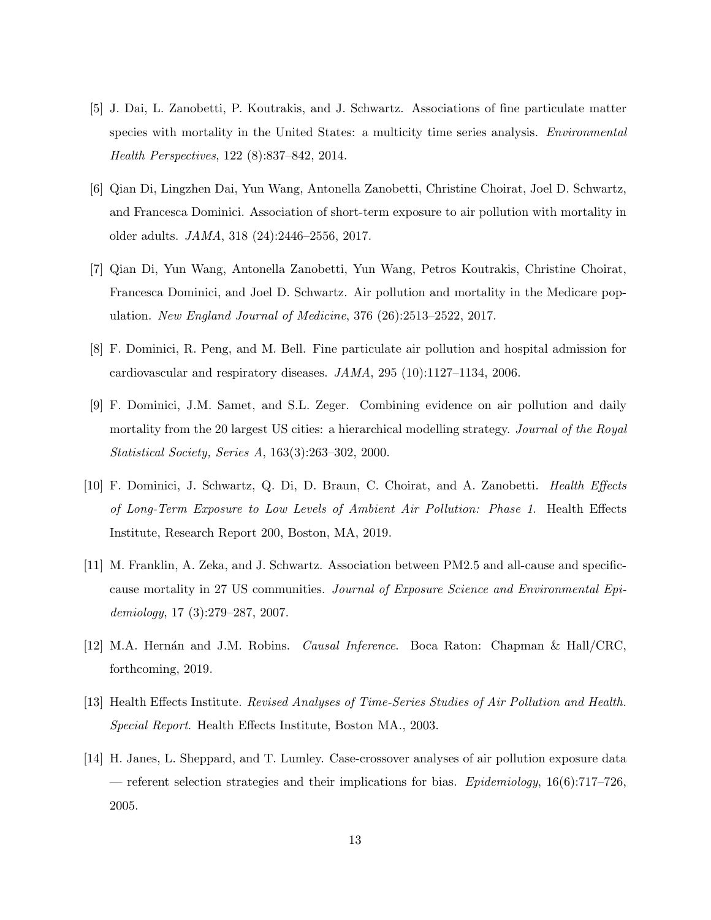[5] J. Dai, L. Zanobetti, P. Koutrakis, and J. Schwartz. Associations of fine particulate matter species with mortality in the United States: a multicity time series analysis. *Environmental Health Perspectives*, 122 (8):837–842, 2014.

[6] Qian Di, Lingzhen Dai, Yun Wang, Antonella Zanobetti, Christine Choirat, Joel D. Schwartz, and Francesca Dominici. Association of short-term exposure to air pollution with mortality in older adults. *JAMA*, 318 (24):2446–2556, 2017.

[7] Qian Di, Yun Wang, Antonella Zanobetti, Yun Wang, Petros Koutrakis, Christine Choirat, Francesca Dominici, and Joel D. Schwartz. Air pollution and mortality in the Medicare population. *New England Journal of Medicine*, 376 (26):2513–2522, 2017.

[8] F. Dominici, R. Peng, and M. Bell. Fine particulate air pollution and hospital admission for cardiovascular and respiratory diseases. *JAMA*, 295 (10):1127–1134, 2006.

[9] F. Dominici, J.M. Samet, and S.L. Zeger. Combining evidence on air pollution and daily mortality from the 20 largest US cities: a hierarchical modelling strategy. *Journal of the Royal Statistical Society, Series A*, 163(3):263–302, 2000.

[10] F. Dominici, J. Schwartz, Q. Di, D. Braun, C. Choirat, and A. Zanobetti. *Health Effects of Long-Term Exposure to Low Levels of Ambient Air Pollution: Phase 1*. Health Effects Institute, Research Report 200, Boston, MA, 2019.

[11] M. Franklin, A. Zeka, and J. Schwartz. Association between PM2.5 and all-cause and specific-cause mortality in 27 US communities. *Journal of Exposure Science and Environmental Epidemiology*, 17 (3):279–287, 2007.

[12] M.A. Hernán and J.M. Robins. *Causal Inference*. Boca Raton: Chapman & Hall/CRC, forthcoming, 2019.

[13] Health Effects Institute. *Revised Analyses of Time-Series Studies of Air Pollution and Health. Special Report*. Health Effects Institute, Boston MA., 2003.

[14] H. Janes, L. Sheppard, and T. Lumley. Case-crossover analyses of air pollution exposure data — referent selection strategies and their implications for bias. *Epidemiology*, 16(6):717–726, 2005.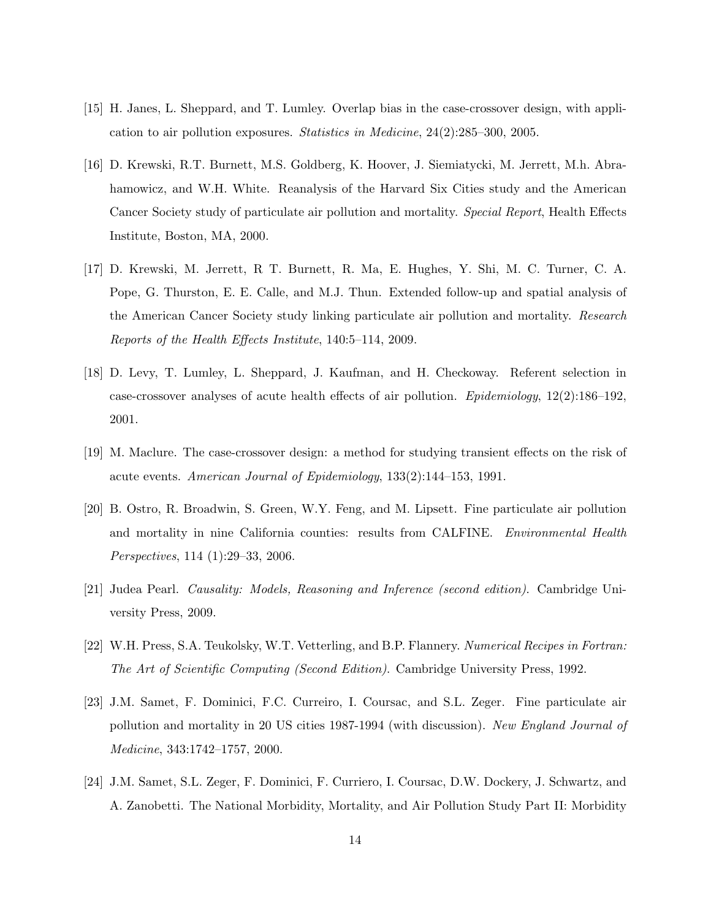[15] H. Janes, L. Sheppard, and T. Lumley. Overlap bias in the case-crossover design, with application to air pollution exposures. *Statistics in Medicine*, 24(2):285–300, 2005.

[16] D. Krewski, R.T. Burnett, M.S. Goldberg, K. Hoover, J. Siemiatycki, M. Jerrett, M.h. Abrahamowicz, and W.H. White. Reanalysis of the Harvard Six Cities study and the American Cancer Society study of particulate air pollution and mortality. *Special Report*, Health Effects Institute, Boston, MA, 2000.

[17] D. Krewski, M. Jerrett, R T. Burnett, R. Ma, E. Hughes, Y. Shi, M. C. Turner, C. A. Pope, G. Thurston, E. E. Calle, and M.J. Thun. Extended follow-up and spatial analysis of the American Cancer Society study linking particulate air pollution and mortality. *Research Reports of the Health Effects Institute*, 140:5–114, 2009.

[18] D. Levy, T. Lumley, L. Sheppard, J. Kaufman, and H. Checkoway. Referent selection in case-crossover analyses of acute health effects of air pollution. *Epidemiology*, 12(2):186–192, 2001.

[19] M. Maclure. The case-crossover design: a method for studying transient effects on the risk of acute events. *American Journal of Epidemiology*, 133(2):144–153, 1991.

[20] B. Ostro, R. Broadwin, S. Green, W.Y. Feng, and M. Lipsett. Fine particulate air pollution and mortality in nine California counties: results from CALFINE. *Environmental Health Perspectives*, 114 (1):29–33, 2006.

[21] Judea Pearl. *Causality: Models, Reasoning and Inference (second edition).* Cambridge University Press, 2009.

[22] W.H. Press, S.A. Teukolsky, W.T. Vetterling, and B.P. Flannery. *Numerical Recipes in Fortran: The Art of Scientific Computing (Second Edition).* Cambridge University Press, 1992.

[23] J.M. Samet, F. Dominici, F.C. Curreiro, I. Coursac, and S.L. Zeger. Fine particulate air pollution and mortality in 20 US cities 1987-1994 (with discussion). *New England Journal of Medicine*, 343:1742–1757, 2000.

[24] J.M. Samet, S.L. Zeger, F. Dominici, F. Curriero, I. Coursac, D.W. Dockery, J. Schwartz, and A. Zanobetti. The National Morbidity, Mortality, and Air Pollution Study Part II: Morbidity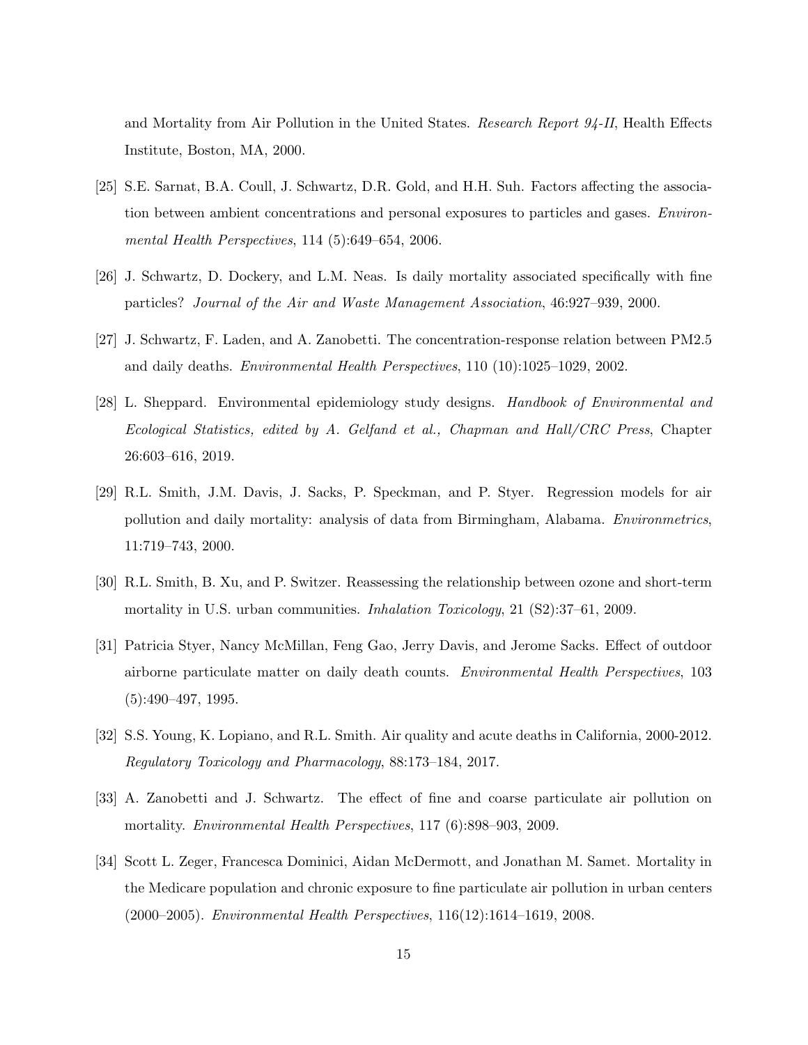and Mortality from Air Pollution in the United States. *Research Report 94-II*, Health Effects Institute, Boston, MA, 2000.

[25] S.E. Sarnat, B.A. Coull, J. Schwartz, D.R. Gold, and H.H. Suh. Factors affecting the association between ambient concentrations and personal exposures to particles and gases. *Environmental Health Perspectives*, 114 (5):649–654, 2006.

[26] J. Schwartz, D. Dockery, and L.M. Neas. Is daily mortality associated specifically with fine particles? *Journal of the Air and Waste Management Association*, 46:927–939, 2000.

[27] J. Schwartz, F. Laden, and A. Zanobetti. The concentration-response relation between PM2.5 and daily deaths. *Environmental Health Perspectives*, 110 (10):1025–1029, 2002.

[28] L. Sheppard. Environmental epidemiology study designs. *Handbook of Environmental and Ecological Statistics, edited by A. Gelfand et al., Chapman and Hall/CRC Press*, Chapter 26:603–616, 2019.

[29] R.L. Smith, J.M. Davis, J. Sacks, P. Speckman, and P. Styer. Regression models for air pollution and daily mortality: analysis of data from Birmingham, Alabama. *Environmetrics*, 11:719–743, 2000.

[30] R.L. Smith, B. Xu, and P. Switzer. Reassessing the relationship between ozone and short-term mortality in U.S. urban communities. *Inhalation Toxicology*, 21 (S2):37–61, 2009.

[31] Patricia Styer, Nancy McMillan, Feng Gao, Jerry Davis, and Jerome Sacks. Effect of outdoor airborne particulate matter on daily death counts. *Environmental Health Perspectives*, 103 (5):490–497, 1995.

[32] S.S. Young, K. Lopiano, and R.L. Smith. Air quality and acute deaths in California, 2000-2012. *Regulatory Toxicology and Pharmacology*, 88:173–184, 2017.

[33] A. Zanobetti and J. Schwartz. The effect of fine and coarse particulate air pollution on mortality. *Environmental Health Perspectives*, 117 (6):898–903, 2009.

[34] Scott L. Zeger, Francesca Dominici, Aidan McDermott, and Jonathan M. Samet. Mortality in the Medicare population and chronic exposure to fine particulate air pollution in urban centers (2000–2005). *Environmental Health Perspectives*, 116(12):1614–1619, 2008.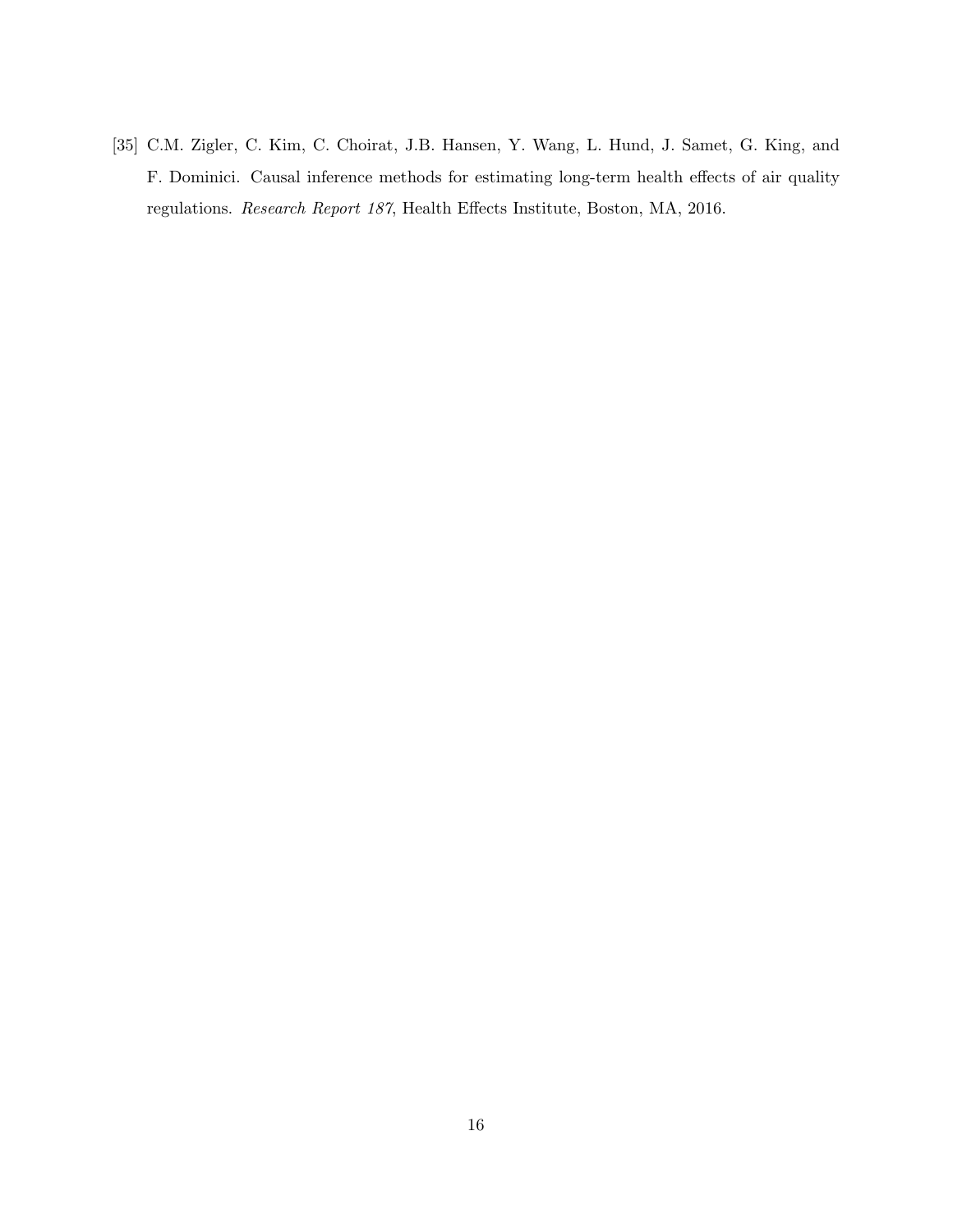[35] C.M. Zigler, C. Kim, C. Choirat, J.B. Hansen, Y. Wang, L. Hund, J. Samet, G. King, and F. Dominici. Causal inference methods for estimating long-term health effects of air quality regulations. *Research Report 187*, Health Effects Institute, Boston, MA, 2016.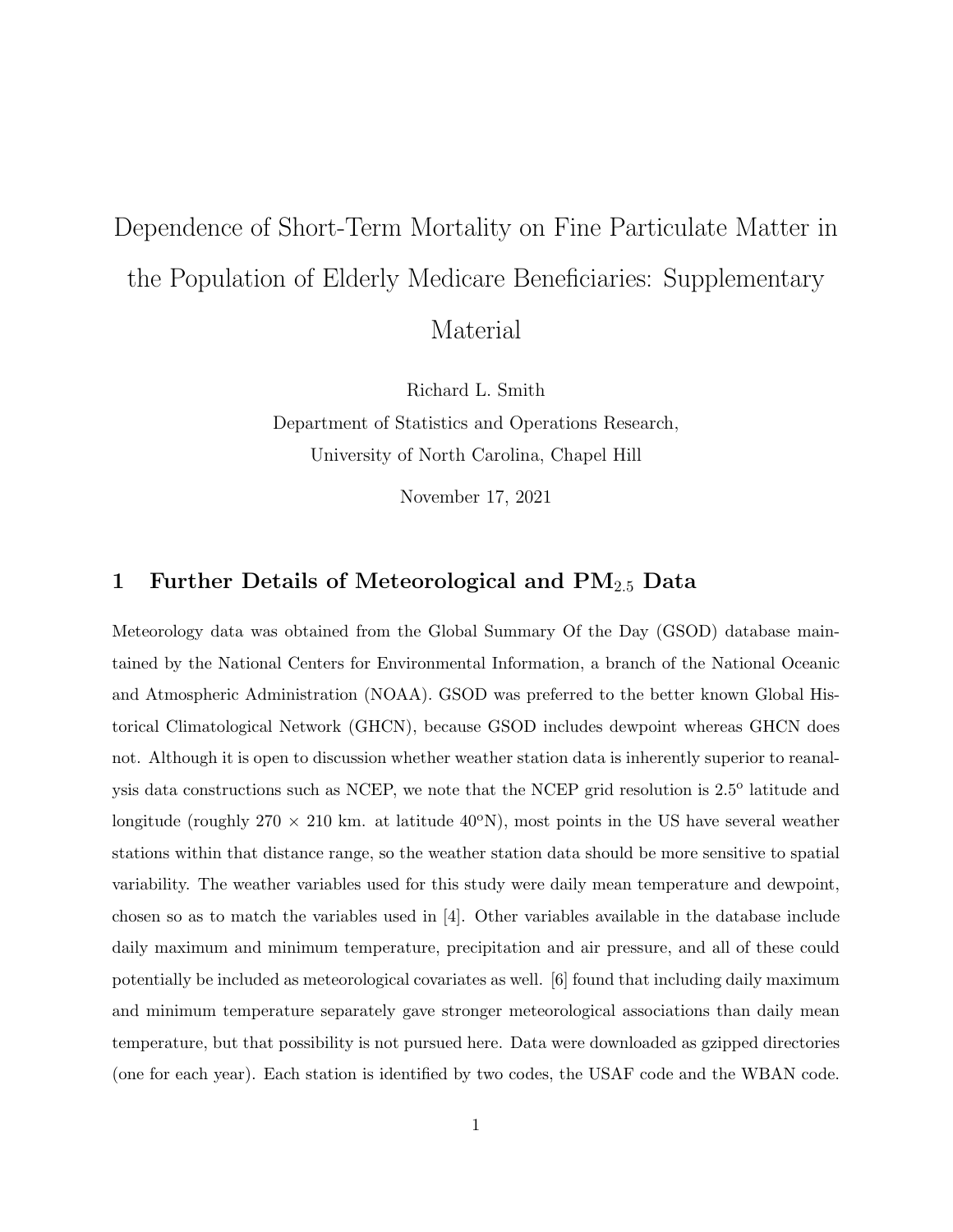# Dependence of Short-Term Mortality on Fine Particulate Matter in the Population of Elderly Medicare Beneficiaries: Supplementary Material

Richard L. Smith

Department of Statistics and Operations Research,
University of North Carolina, Chapel Hill

November 17, 2021

## 1 Further Details of Meteorological and $PM_{2.5}$ Data

Meteorology data was obtained from the Global Summary Of the Day (GSOD) database maintained by the National Centers for Environmental Information, a branch of the National Oceanic and Atmospheric Administration (NOAA). GSOD was preferred to the better known Global Historical Climatological Network (GHCN), because GSOD includes dewpoint whereas GHCN does not. Although it is open to discussion whether weather station data is inherently superior to reanalysis data constructions such as NCEP, we note that the NCEP grid resolution is $2.5^o$ latitude and longitude (roughly $270 \times 210$ km. at latitude $40^o$N), most points in the US have several weather stations within that distance range, so the weather station data should be more sensitive to spatial variability. The weather variables used for this study were daily mean temperature and dewpoint, chosen so as to match the variables used in [4]. Other variables available in the database include daily maximum and minimum temperature, precipitation and air pressure, and all of these could potentially be included as meteorological covariates as well. [6] found that including daily maximum and minimum temperature separately gave stronger meteorological associations than daily mean temperature, but that possibility is not pursued here. Data were downloaded as gzipped directories (one for each year). Each station is identified by two codes, the USAF code and the WBAN code.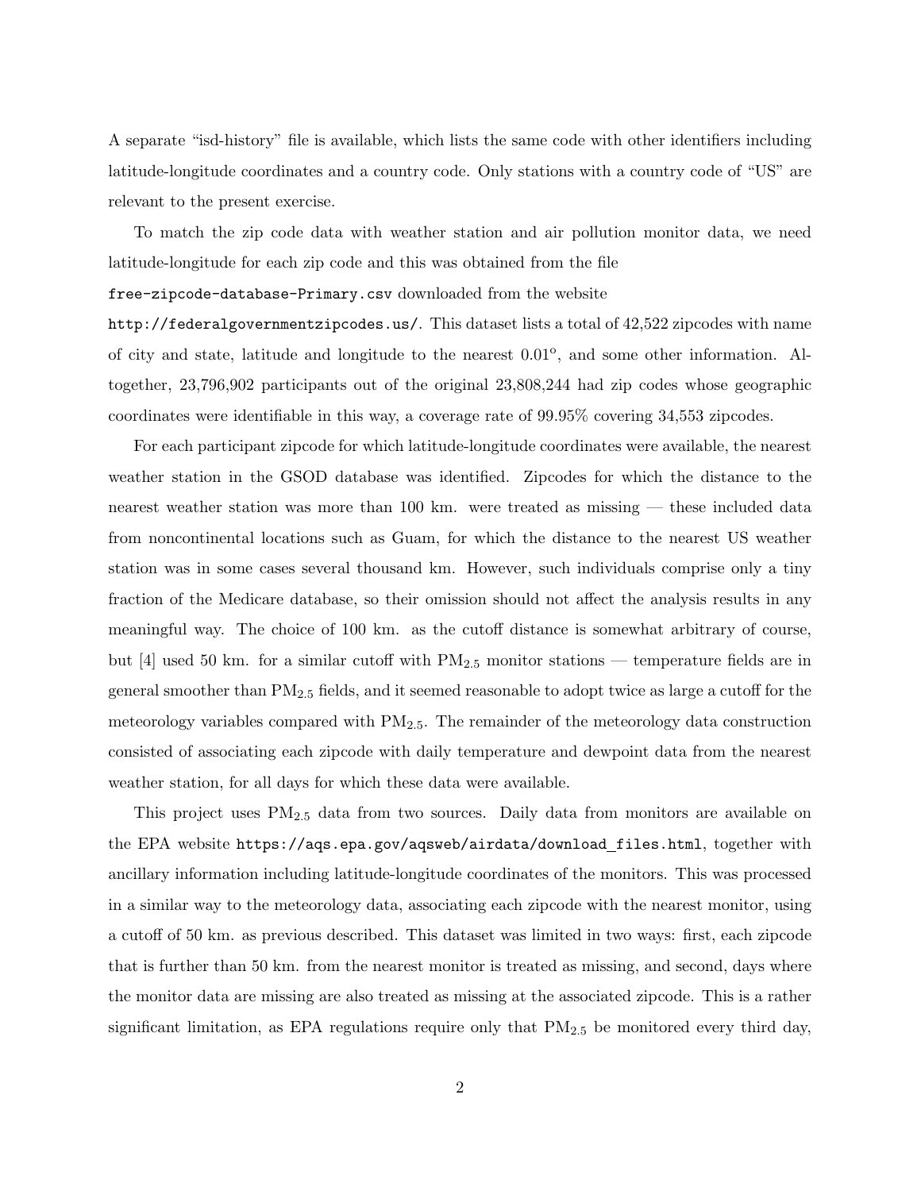A separate "isd-history" file is available, which lists the same code with other identifiers including latitude-longitude coordinates and a country code. Only stations with a country code of "US" are relevant to the present exercise.

To match the zip code data with weather station and air pollution monitor data, we need latitude-longitude for each zip code and this was obtained from the file `free-zipcode-database-Primary.csv` downloaded from the website `http://federalgovernmentzipcodes.us/`. This dataset lists a total of 42,522 zipcodes with name of city and state, latitude and longitude to the nearest $0.01^o$, and some other information. Altogether, 23,796,902 participants out of the original 23,808,244 had zip codes whose geographic coordinates were identifiable in this way, a coverage rate of 99.95% covering 34,553 zipcodes.

For each participant zipcode for which latitude-longitude coordinates were available, the nearest weather station in the GSOD database was identified. Zipcodes for which the distance to the nearest weather station was more than 100 km. were treated as missing — these included data from noncontinental locations such as Guam, for which the distance to the nearest US weather station was in some cases several thousand km. However, such individuals comprise only a tiny fraction of the Medicare database, so their omission should not affect the analysis results in any meaningful way. The choice of 100 km. as the cutoff distance is somewhat arbitrary of course, but [4] used 50 km. for a similar cutoff with $PM_{2.5}$ monitor stations — temperature fields are in general smoother than $PM_{2.5}$ fields, and it seemed reasonable to adopt twice as large a cutoff for the meteorology variables compared with $PM_{2.5}$. The remainder of the meteorology data construction consisted of associating each zipcode with daily temperature and dewpoint data from the nearest weather station, for all days for which these data were available.

This project uses $PM_{2.5}$ data from two sources. Daily data from monitors are available on the EPA website `https://aqs.epa.gov/aqsweb/airdata/download_files.html`, together with ancillary information including latitude-longitude coordinates of the monitors. This was processed in a similar way to the meteorology data, associating each zipcode with the nearest monitor, using a cutoff of 50 km. as previous described. This dataset was limited in two ways: first, each zipcode that is further than 50 km. from the nearest monitor is treated as missing, and second, days where the monitor data are missing are also treated as missing at the associated zipcode. This is a rather significant limitation, as EPA regulations require only that $PM_{2.5}$ be monitored every third day,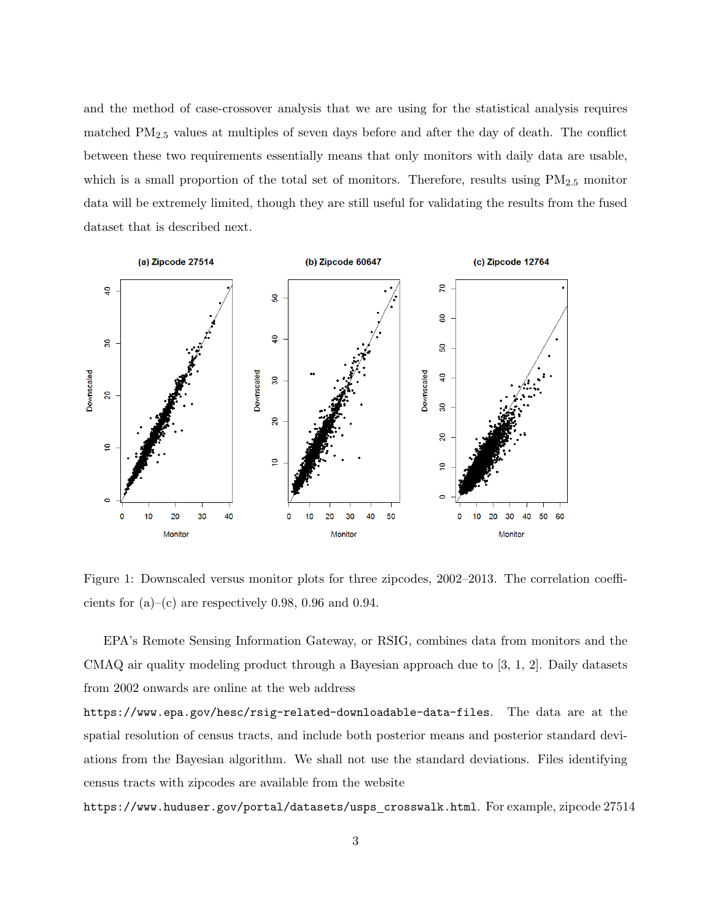and the method of case-crossover analysis that we are using for the statistical analysis requires matched $PM_{2.5}$ values at multiples of seven days before and after the day of death. The conflict between these two requirements essentially means that only monitors with daily data are usable, which is a small proportion of the total set of monitors. Therefore, results using $PM_{2.5}$ monitor data will be extremely limited, though they are still useful for validating the results from the fused dataset that is described next.

Figure 1: Downscaled versus monitor plots for three zipcodes, 2002–2013. The correlation coefficients for (a)–(c) are respectively 0.98, 0.96 and 0.94.

EPA's Remote Sensing Information Gateway, or RSIG, combines data from monitors and the CMAQ air quality modeling product through a Bayesian approach due to [3, 1, 2]. Daily datasets from 2002 onwards are online at the web address

https://www.epa.gov/hesc/rsig-related-downloadable-data-files. The data are at the spatial resolution of census tracts, and include both posterior means and posterior standard deviations from the Bayesian algorithm. We shall not use the standard deviations. Files identifying census tracts with zipcodes are available from the website

https://www.huduser.gov/portal/datasets/usps_crosswalk.html. For example, zipcode 27514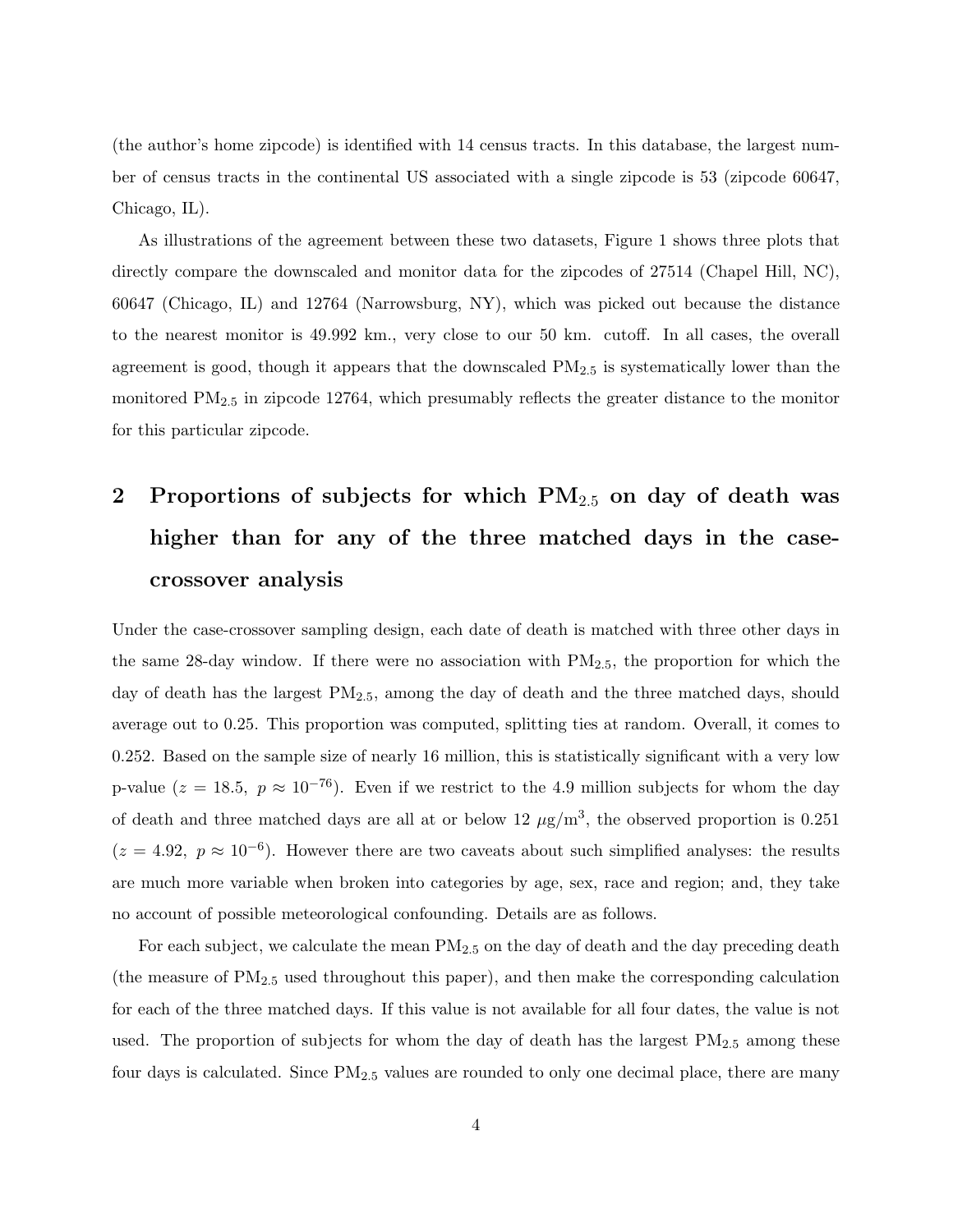(the author's home zipcode) is identified with 14 census tracts. In this database, the largest number of census tracts in the continental US associated with a single zipcode is 53 (zipcode 60647, Chicago, IL).

As illustrations of the agreement between these two datasets, Figure 1 shows three plots that directly compare the downscaled and monitor data for the zipcodes of 27514 (Chapel Hill, NC), 60647 (Chicago, IL) and 12764 (Narrowsburg, NY), which was picked out because the distance to the nearest monitor is 49.992 km., very close to our 50 km. cutoff. In all cases, the overall agreement is good, though it appears that the downscaled $PM_{2.5}$ is systematically lower than the monitored $PM_{2.5}$ in zipcode 12764, which presumably reflects the greater distance to the monitor for this particular zipcode.

## 2 Proportions of subjects for which $PM_{2.5}$ on day of death was higher than for any of the three matched days in the case-crossover analysis

Under the case-crossover sampling design, each date of death is matched with three other days in the same 28-day window. If there were no association with $PM_{2.5}$, the proportion for which the day of death has the largest $PM_{2.5}$, among the day of death and the three matched days, should average out to 0.25. This proportion was computed, splitting ties at random. Overall, it comes to 0.252. Based on the sample size of nearly 16 million, this is statistically significant with a very low p-value ($z = 18.5,\ p \approx 10^{-76}$). Even if we restrict to the 4.9 million subjects for whom the day of death and three matched days are all at or below 12 $\mu$g/m$^3$, the observed proportion is 0.251 ($z = 4.92,\ p \approx 10^{-6}$). However there are two caveats about such simplified analyses: the results are much more variable when broken into categories by age, sex, race and region; and, they take no account of possible meteorological confounding. Details are as follows.

For each subject, we calculate the mean $PM_{2.5}$ on the day of death and the day preceding death (the measure of $PM_{2.5}$ used throughout this paper), and then make the corresponding calculation for each of the three matched days. If this value is not available for all four dates, the value is not used. The proportion of subjects for whom the day of death has the largest $PM_{2.5}$ among these four days is calculated. Since $PM_{2.5}$ values are rounded to only one decimal place, there are many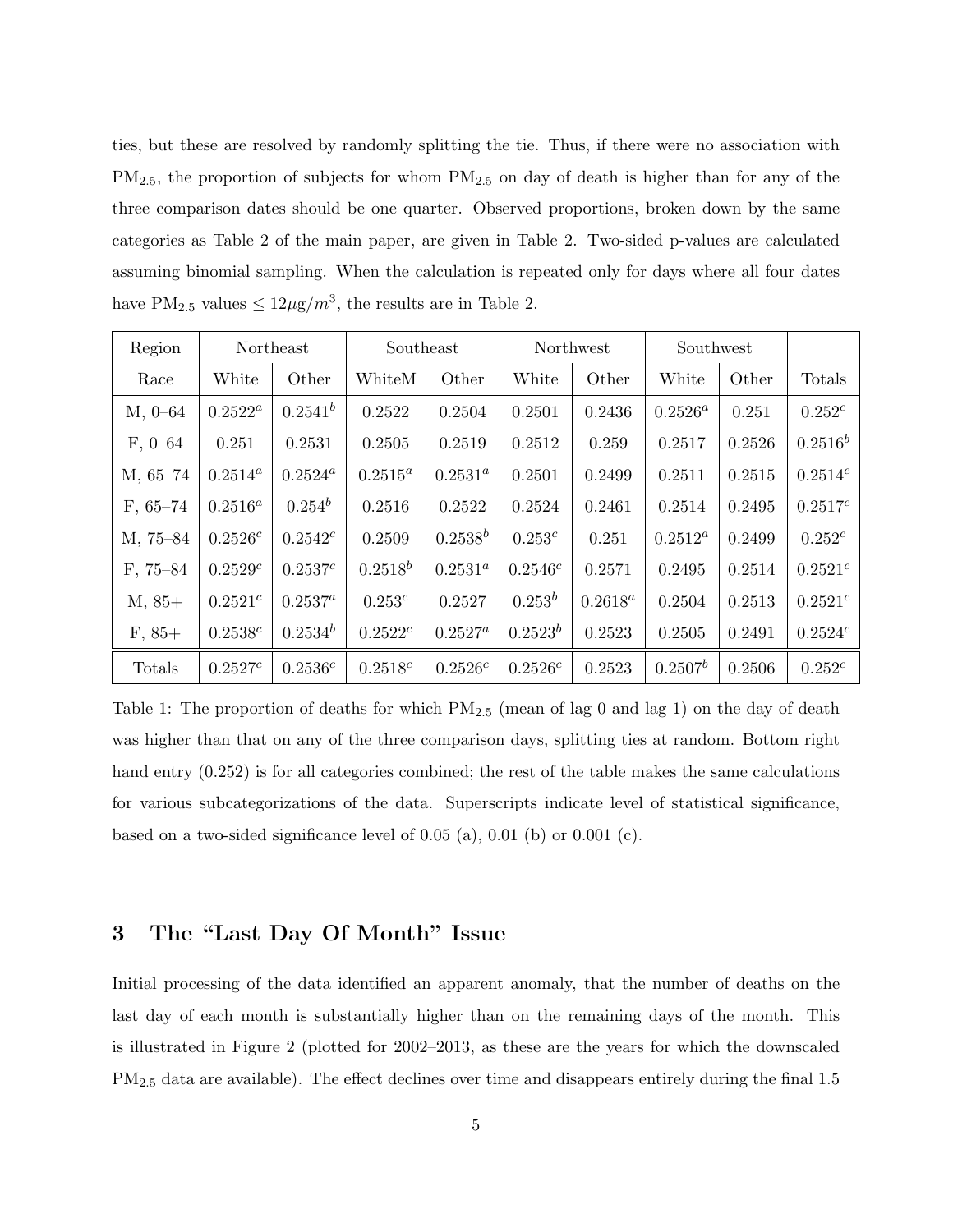ties, but these are resolved by randomly splitting the tie. Thus, if there were no association with $PM_{2.5}$, the proportion of subjects for whom $PM_{2.5}$ on day of death is higher than for any of the three comparison dates should be one quarter. Observed proportions, broken down by the same categories as Table 2 of the main paper, are given in Table 2. Two-sided p-values are calculated assuming binomial sampling. When the calculation is repeated only for days where all four dates have $PM_{2.5}$ values $\leq 12\mu g/m^3$, the results are in Table 2.

| Region | Northeast | | Southeast | | Northwest | | Southwest | | |
|---|---|---|---|---|---|---|---|---|---|
| Race | White | Other | WhiteM | Other | White | Other | White | Other | Totals |
| M, 0–64 | $0.2522^a$ | $0.2541^b$ | 0.2522 | 0.2504 | 0.2501 | 0.2436 | $0.2526^a$ | 0.251 | $0.252^c$ |
| F, 0–64 | 0.251 | 0.2531 | 0.2505 | 0.2519 | 0.2512 | 0.259 | 0.2517 | 0.2526 | $0.2516^b$ |
| M, 65–74 | $0.2514^a$ | $0.2524^a$ | $0.2515^a$ | $0.2531^a$ | 0.2501 | 0.2499 | 0.2511 | 0.2515 | $0.2514^c$ |
| F, 65–74 | $0.2516^a$ | $0.254^b$ | 0.2516 | 0.2522 | 0.2524 | 0.2461 | 0.2514 | 0.2495 | $0.2517^c$ |
| M, 75–84 | $0.2526^c$ | $0.2542^c$ | 0.2509 | $0.2538^b$ | $0.253^c$ | 0.251 | $0.2512^a$ | 0.2499 | $0.252^c$ |
| F, 75–84 | $0.2529^c$ | $0.2537^c$ | $0.2518^b$ | $0.2531^a$ | $0.2546^c$ | 0.2571 | 0.2495 | 0.2514 | $0.2521^c$ |
| M, 85+ | $0.2521^c$ | $0.2537^a$ | $0.253^c$ | 0.2527 | $0.253^b$ | $0.2618^a$ | 0.2504 | 0.2513 | $0.2521^c$ |
| F, 85+ | $0.2538^c$ | $0.2534^b$ | $0.2522^c$ | $0.2527^a$ | $0.2523^b$ | 0.2523 | 0.2505 | 0.2491 | $0.2524^c$ |
| Totals | $0.2527^c$ | $0.2536^c$ | $0.2518^c$ | $0.2526^c$ | $0.2526^c$ | 0.2523 | $0.2507^b$ | 0.2506 | $0.252^c$ |

Table 1: The proportion of deaths for which $PM_{2.5}$ (mean of lag 0 and lag 1) on the day of death was higher than that on any of the three comparison days, splitting ties at random. Bottom right hand entry (0.252) is for all categories combined; the rest of the table makes the same calculations for various subcategorizations of the data. Superscripts indicate level of statistical significance, based on a two-sided significance level of 0.05 (a), 0.01 (b) or 0.001 (c).

## 3 The "Last Day Of Month" Issue

Initial processing of the data identified an apparent anomaly, that the number of deaths on the last day of each month is substantially higher than on the remaining days of the month. This is illustrated in Figure 2 (plotted for 2002–2013, as these are the years for which the downscaled $PM_{2.5}$ data are available). The effect declines over time and disappears entirely during the final 1.5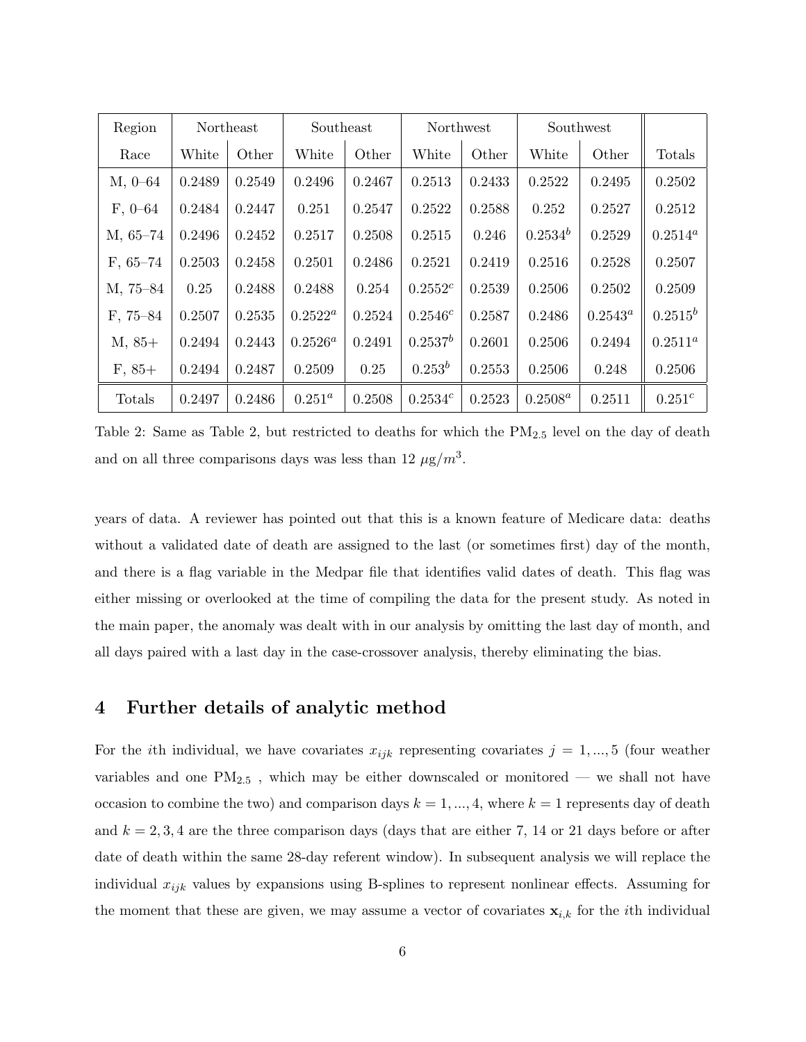| Region | Northeast | | Southeast | | Northwest | | Southwest | | |
|---|---|---|---|---|---|---|---|---|---|
| Race | White | Other | White | Other | White | Other | White | Other | Totals |
| M, 0–64 | 0.2489 | 0.2549 | 0.2496 | 0.2467 | 0.2513 | 0.2433 | 0.2522 | 0.2495 | 0.2502 |
| F, 0–64 | 0.2484 | 0.2447 | 0.251 | 0.2547 | 0.2522 | 0.2588 | 0.252 | 0.2527 | 0.2512 |
| M, 65–74 | 0.2496 | 0.2452 | 0.2517 | 0.2508 | 0.2515 | 0.246 | $0.2534^b$ | 0.2529 | $0.2514^a$ |
| F, 65–74 | 0.2503 | 0.2458 | 0.2501 | 0.2486 | 0.2521 | 0.2419 | 0.2516 | 0.2528 | 0.2507 |
| M, 75–84 | 0.25 | 0.2488 | 0.2488 | 0.254 | $0.2552^c$ | 0.2539 | 0.2506 | 0.2502 | 0.2509 |
| F, 75–84 | 0.2507 | 0.2535 | $0.2522^a$ | 0.2524 | $0.2546^c$ | 0.2587 | 0.2486 | $0.2543^a$ | $0.2515^b$ |
| M, 85+ | 0.2494 | 0.2443 | $0.2526^a$ | 0.2491 | $0.2537^b$ | 0.2601 | 0.2506 | 0.2494 | $0.2511^a$ |
| F, 85+ | 0.2494 | 0.2487 | 0.2509 | 0.25 | $0.253^b$ | 0.2553 | 0.2506 | 0.248 | 0.2506 |
| Totals | 0.2497 | 0.2486 | $0.251^a$ | 0.2508 | $0.2534^c$ | 0.2523 | $0.2508^a$ | 0.2511 | $0.251^c$ |

Table 2: Same as Table 2, but restricted to deaths for which the $PM_{2.5}$ level on the day of death and on all three comparisons days was less than 12 $\mu g/m^3$.

years of data. A reviewer has pointed out that this is a known feature of Medicare data: deaths without a validated date of death are assigned to the last (or sometimes first) day of the month, and there is a flag variable in the Medpar file that identifies valid dates of death. This flag was either missing or overlooked at the time of compiling the data for the present study. As noted in the main paper, the anomaly was dealt with in our analysis by omitting the last day of month, and all days paired with a last day in the case-crossover analysis, thereby eliminating the bias.

## 4 Further details of analytic method

For the $i$th individual, we have covariates $x_{ijk}$ representing covariates $j = 1, ..., 5$ (four weather variables and one $PM_{2.5}$ , which may be either downscaled or monitored — we shall not have occasion to combine the two) and comparison days $k = 1, ..., 4$, where $k = 1$ represents day of death and $k = 2, 3, 4$ are the three comparison days (days that are either 7, 14 or 21 days before or after date of death within the same 28-day referent window). In subsequent analysis we will replace the individual $x_{ijk}$ values by expansions using B-splines to represent nonlinear effects. Assuming for the moment that these are given, we may assume a vector of covariates $\mathbf{x}_{i,k}$ for the $i$th individual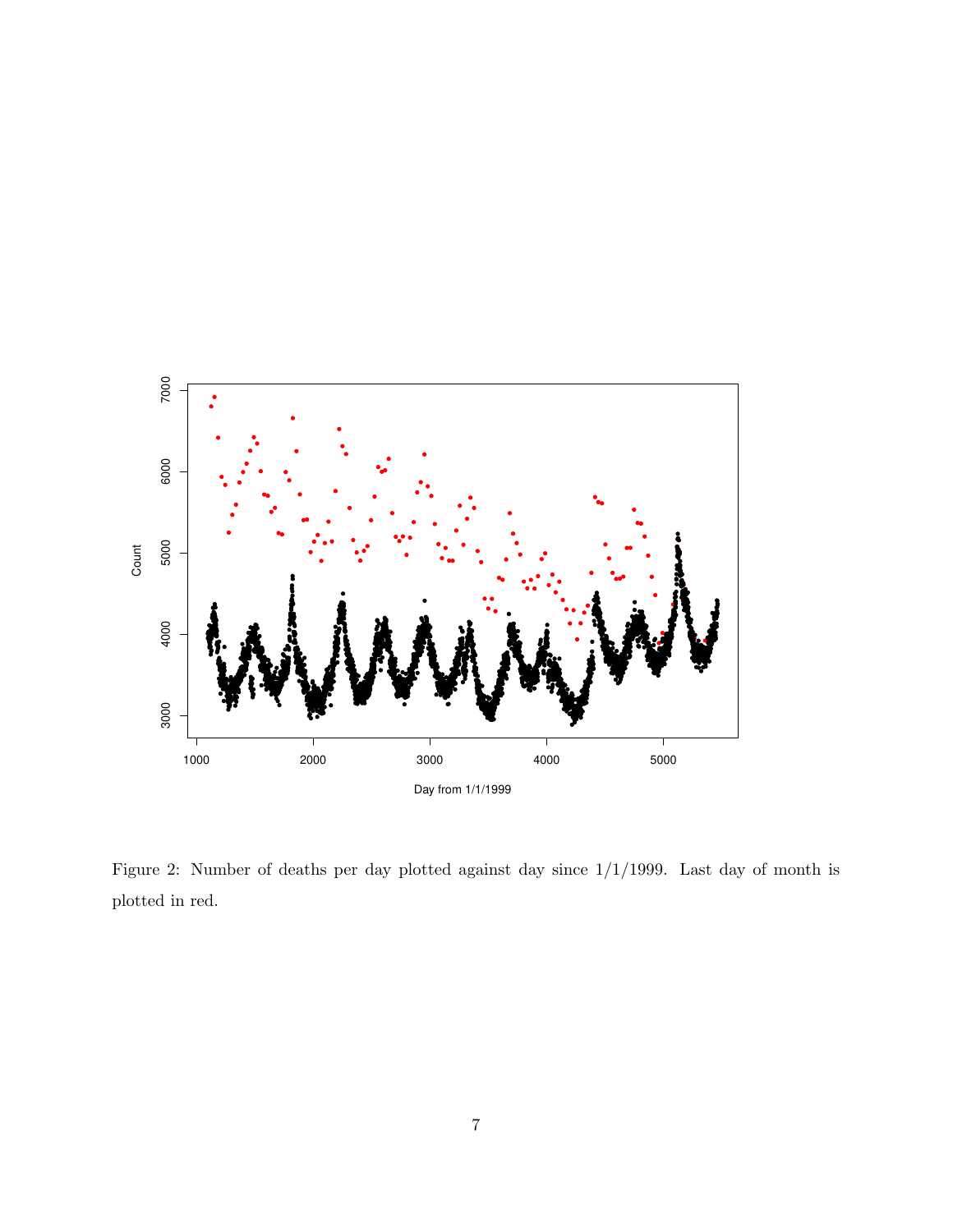Figure 2: Number of deaths per day plotted against day since 1/1/1999. Last day of month is plotted in red.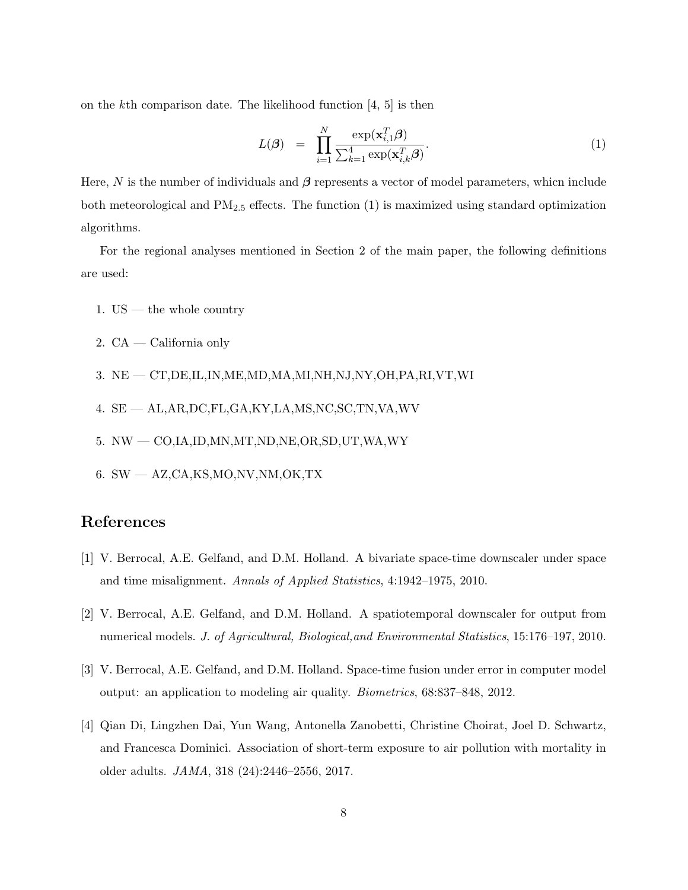on the $k$th comparison date. The likelihood function [4, 5] is then

$$L(\boldsymbol{\beta}) = \prod_{i=1}^{N} \frac{\exp(\mathbf{x}_{i,1}^T \boldsymbol{\beta})}{\sum_{k=1}^{4} \exp(\mathbf{x}_{i,k}^T \boldsymbol{\beta})}. \tag{1}$$

Here, $N$ is the number of individuals and $\boldsymbol{\beta}$ represents a vector of model parameters, whicn include both meteorological and $PM_{2.5}$ effects. The function (1) is maximized using standard optimization algorithms.

For the regional analyses mentioned in Section 2 of the main paper, the following definitions are used:

1. US — the whole country
2. CA — California only
3. NE — CT,DE,IL,IN,ME,MD,MA,MI,NH,NJ,NY,OH,PA,RI,VT,WI
4. SE — AL,AR,DC,FL,GA,KY,LA,MS,NC,SC,TN,VA,WV
5. NW — CO,IA,ID,MN,MT,ND,NE,OR,SD,UT,WA,WY
6. SW — AZ,CA,KS,MO,NV,NM,OK,TX

## References

[1] V. Berrocal, A.E. Gelfand, and D.M. Holland. A bivariate space-time downscaler under space and time misalignment. *Annals of Applied Statistics*, 4:1942–1975, 2010.

[2] V. Berrocal, A.E. Gelfand, and D.M. Holland. A spatiotemporal downscaler for output from numerical models. *J. of Agricultural, Biological,and Environmental Statistics*, 15:176–197, 2010.

[3] V. Berrocal, A.E. Gelfand, and D.M. Holland. Space-time fusion under error in computer model output: an application to modeling air quality. *Biometrics*, 68:837–848, 2012.

[4] Qian Di, Lingzhen Dai, Yun Wang, Antonella Zanobetti, Christine Choirat, Joel D. Schwartz, and Francesca Dominici. Association of short-term exposure to air pollution with mortality in older adults. *JAMA*, 318 (24):2446–2556, 2017.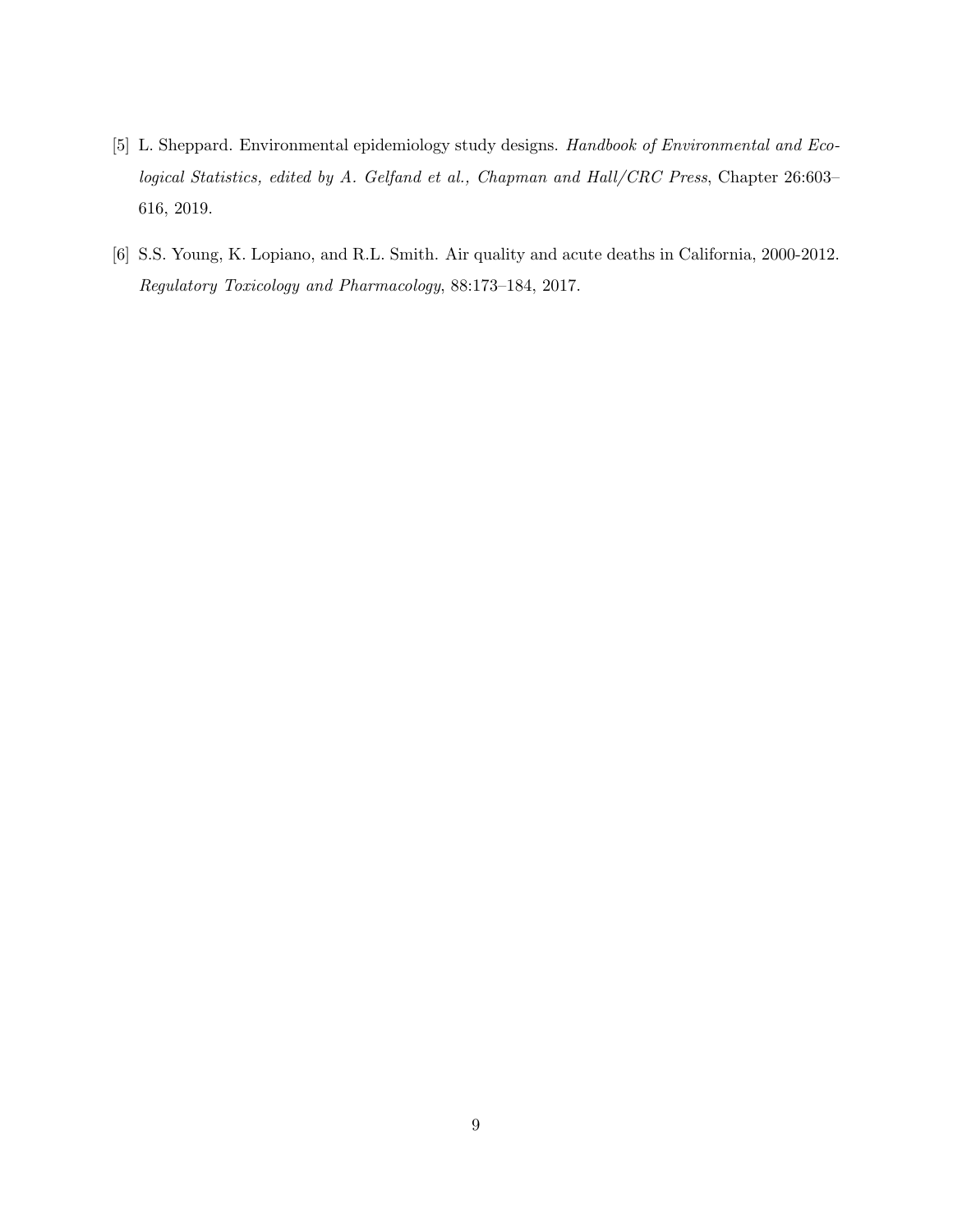[5] L. Sheppard. Environmental epidemiology study designs. *Handbook of Environmental and Ecological Statistics, edited by A. Gelfand et al., Chapman and Hall/CRC Press*, Chapter 26:603–616, 2019.

[6] S.S. Young, K. Lopiano, and R.L. Smith. Air quality and acute deaths in California, 2000-2012. *Regulatory Toxicology and Pharmacology*, 88:173–184, 2017.